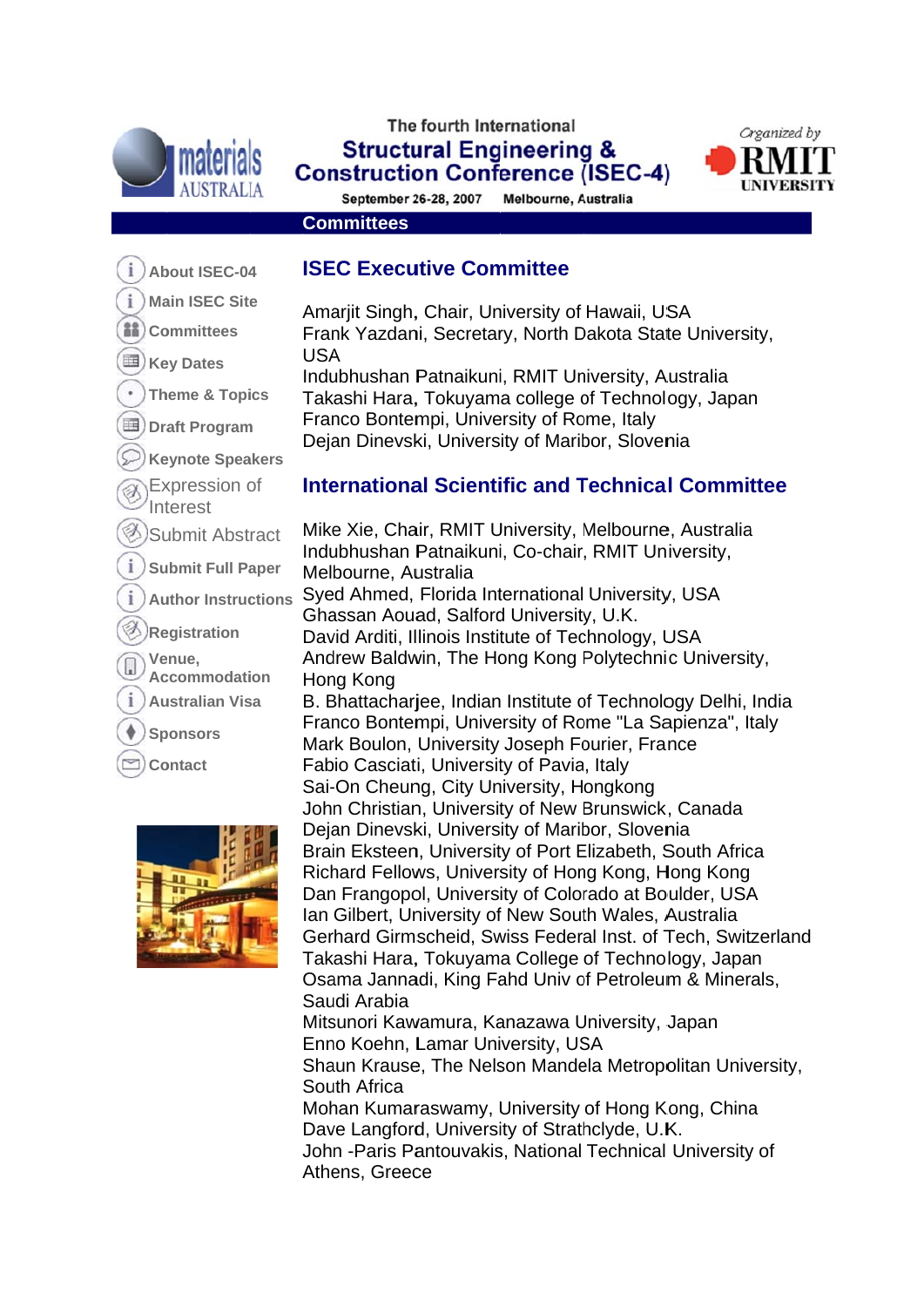The fourth International

# Structural Engineering & Construction Conference (ISEC-4)

September 26-28, 2007 Melbourne, Australia

Organized by RMIT UNIVERSITY

materials AUSTRALIA

## Committees

- About ISEC-04
- Main ISEC Site
- Committees
- Key Dates
- Theme & Topics
- Draft Program
- Keynote Speakers
- Expression of Interest
- Submit Abstract
- Submit Full Paper
- Author Instructions
- Registration
- Venue, Accommodation
- Australian Visa
- Sponsors
- Contact

### ISEC Executive Committee

Amarjit Singh, Chair, University of Hawaii, USA
Frank Yazdani, Secretary, North Dakota State University, USA
Indubhushan Patnaikuni, RMIT University, Australia
Takashi Hara, Tokuyama college of Technology, Japan
Franco Bontempi, University of Rome, Italy
Dejan Dinevski, University of Maribor, Slovenia

### International Scientific and Technical Committee

Mike Xie, Chair, RMIT University, Melbourne, Australia
Indubhushan Patnaikuni, Co-chair, RMIT University, Melbourne, Australia
Syed Ahmed, Florida International University, USA
Ghassan Aouad, Salford University, U.K.
David Arditi, Illinois Institute of Technology, USA
Andrew Baldwin, The Hong Kong Polytechnic University, Hong Kong
B. Bhattacharjee, Indian Institute of Technology Delhi, India
Franco Bontempi, University of Rome "La Sapienza", Italy
Mark Boulon, University Joseph Fourier, France
Fabio Casciati, University of Pavia, Italy
Sai-On Cheung, City University, Hongkong
John Christian, University of New Brunswick, Canada
Dejan Dinevski, University of Maribor, Slovenia
Brain Eksteen, University of Port Elizabeth, South Africa
Richard Fellows, University of Hong Kong, Hong Kong
Dan Frangopol, University of Colorado at Boulder, USA
Ian Gilbert, University of New South Wales, Australia
Gerhard Girmscheid, Swiss Federal Inst. of Tech, Switzerland
Takashi Hara, Tokuyama College of Technology, Japan
Osama Jannadi, King Fahd Univ of Petroleum & Minerals, Saudi Arabia
Mitsunori Kawamura, Kanazawa University, Japan
Enno Koehn, Lamar University, USA
Shaun Krause, The Nelson Mandela Metropolitan University, South Africa
Mohan Kumaraswamy, University of Hong Kong, China
Dave Langford, University of Strathclyde, U.K.
John -Paris Pantouvakis, National Technical University of Athens, Greece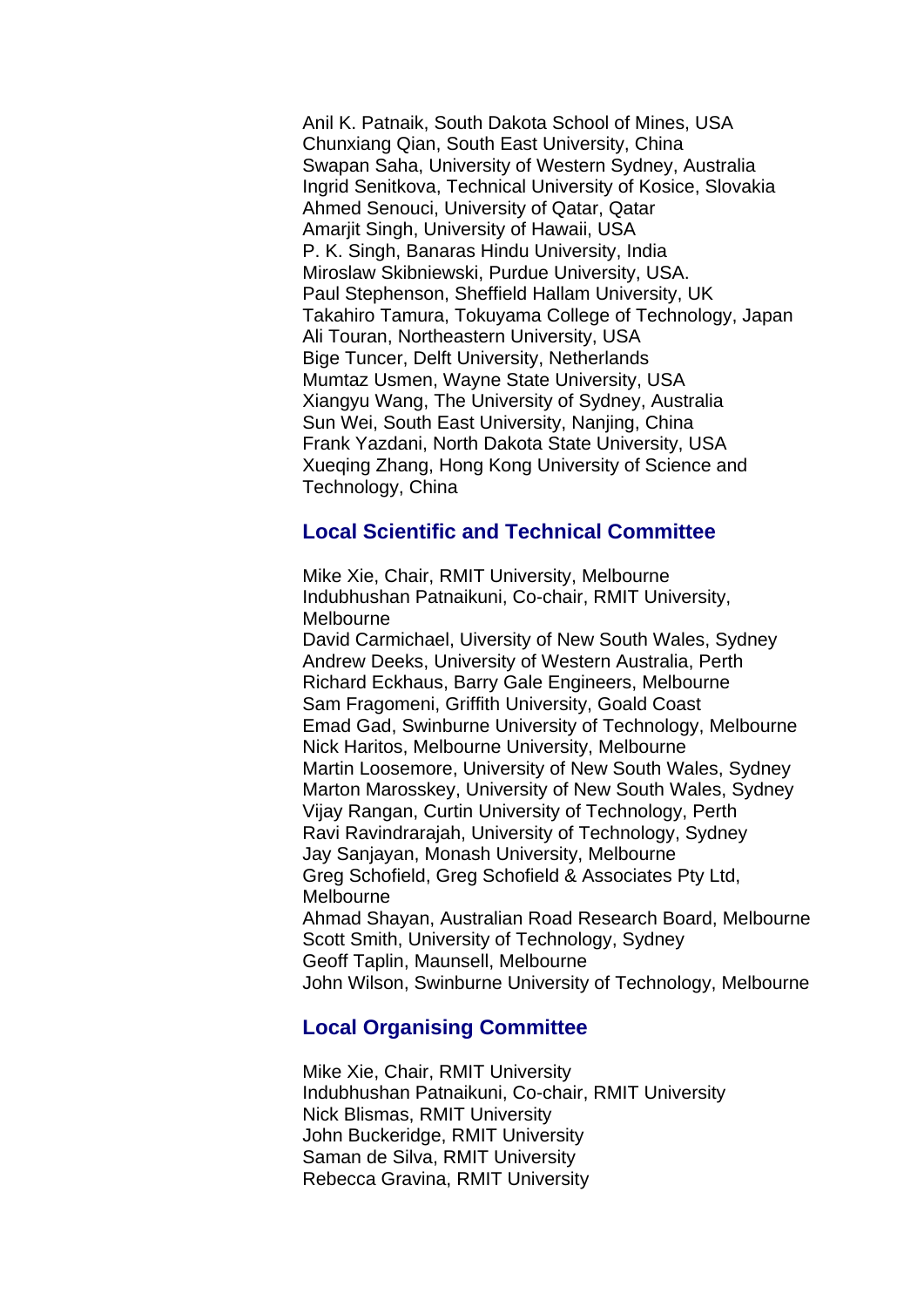Anil K. Patnaik, South Dakota School of Mines, USA
Chunxiang Qian, South East University, China
Swapan Saha, University of Western Sydney, Australia
Ingrid Senitkova, Technical University of Kosice, Slovakia
Ahmed Senouci, University of Qatar, Qatar
Amarjit Singh, University of Hawaii, USA
P. K. Singh, Banaras Hindu University, India
Miroslaw Skibniewski, Purdue University, USA.
Paul Stephenson, Sheffield Hallam University, UK
Takahiro Tamura, Tokuyama College of Technology, Japan
Ali Touran, Northeastern University, USA
Bige Tuncer, Delft University, Netherlands
Mumtaz Usmen, Wayne State University, USA
Xiangyu Wang, The University of Sydney, Australia
Sun Wei, South East University, Nanjing, China
Frank Yazdani, North Dakota State University, USA
Xueqing Zhang, Hong Kong University of Science and Technology, China

## Local Scientific and Technical Committee

Mike Xie, Chair, RMIT University, Melbourne
Indubhushan Patnaikuni, Co-chair, RMIT University, Melbourne
David Carmichael, Uiversity of New South Wales, Sydney
Andrew Deeks, University of Western Australia, Perth
Richard Eckhaus, Barry Gale Engineers, Melbourne
Sam Fragomeni, Griffith University, Goald Coast
Emad Gad, Swinburne University of Technology, Melbourne
Nick Haritos, Melbourne University, Melbourne
Martin Loosemore, University of New South Wales, Sydney
Marton Marosskey, University of New South Wales, Sydney
Vijay Rangan, Curtin University of Technology, Perth
Ravi Ravindrarajah, University of Technology, Sydney
Jay Sanjayan, Monash University, Melbourne
Greg Schofield, Greg Schofield & Associates Pty Ltd, Melbourne
Ahmad Shayan, Australian Road Research Board, Melbourne
Scott Smith, University of Technology, Sydney
Geoff Taplin, Maunsell, Melbourne
John Wilson, Swinburne University of Technology, Melbourne

## Local Organising Committee

Mike Xie, Chair, RMIT University
Indubhushan Patnaikuni, Co-chair, RMIT University
Nick Blismas, RMIT University
John Buckeridge, RMIT University
Saman de Silva, RMIT University
Rebecca Gravina, RMIT University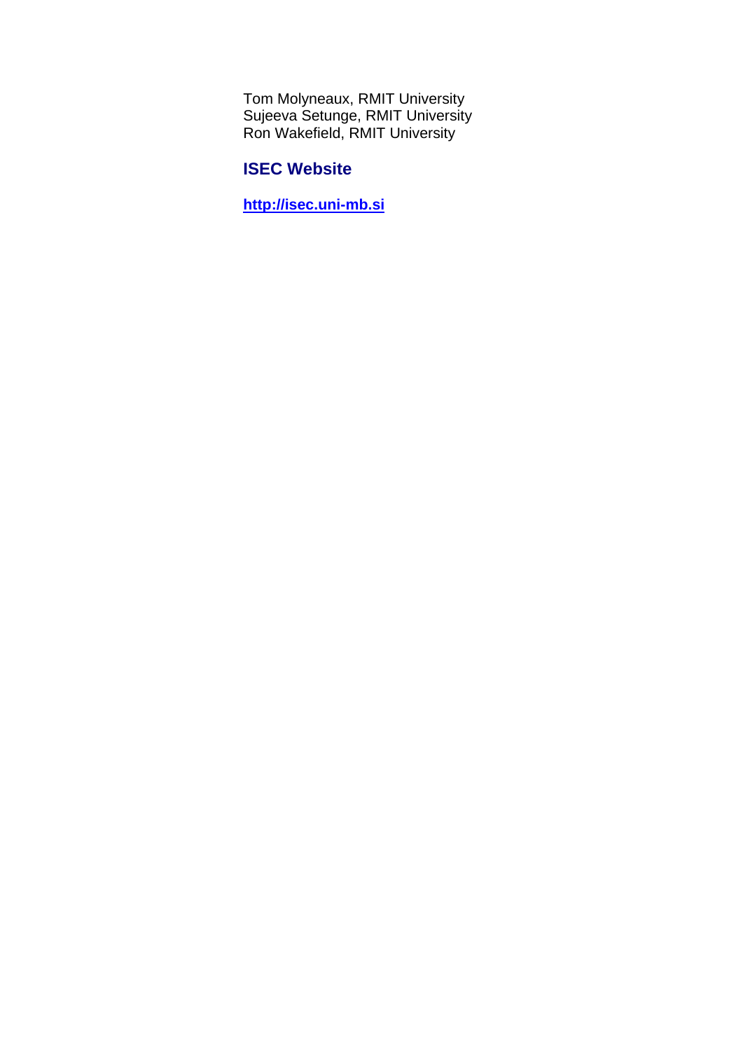Tom Molyneaux, RMIT University
Sujeeva Setunge, RMIT University
Ron Wakefield, RMIT University

## ISEC Website

**http://isec.uni-mb.si**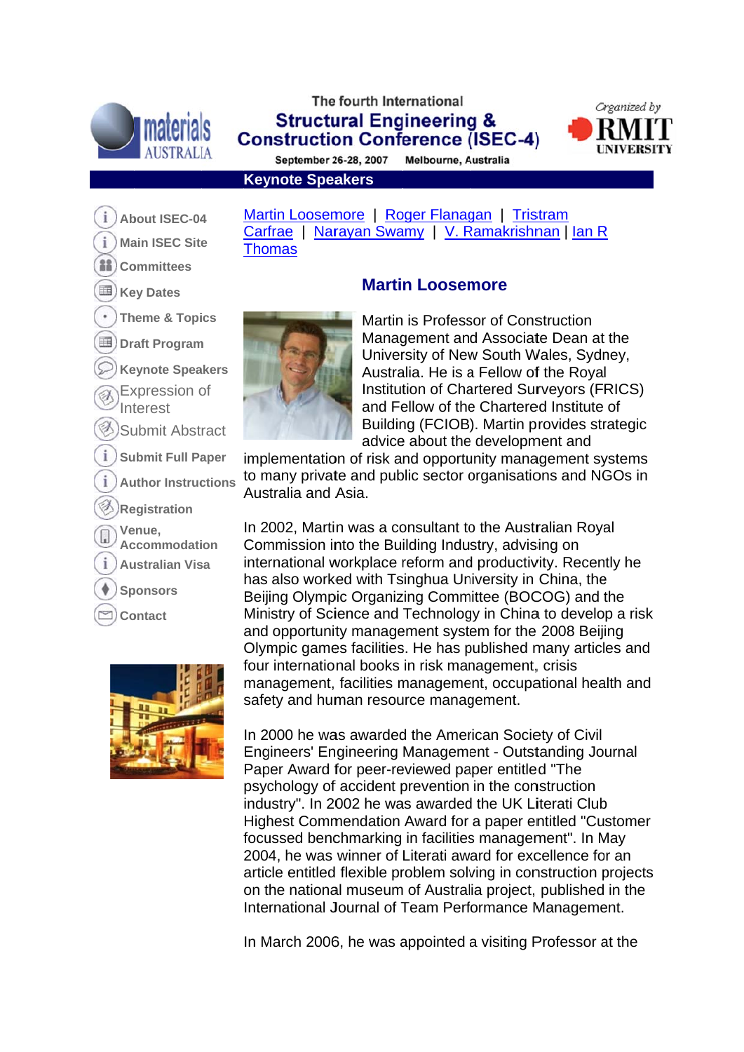The fourth International
**Structural Engineering & Construction Conference (ISEC-4)**
September 26-28, 2007 Melbourne, Australia

Organized by RMIT UNIVERSITY

## Keynote Speakers

- About ISEC-04
- Main ISEC Site
- Committees
- Key Dates
- Theme & Topics
- Draft Program
- Keynote Speakers
- Expression of Interest
- Submit Abstract
- Submit Full Paper
- Author Instructions
- Registration
- Venue, Accommodation
- Australian Visa
- Sponsors
- Contact

Martin Loosemore | Roger Flanagan | Tristram Carfrae | Narayan Swamy | V. Ramakrishnan | Ian R Thomas

### Martin Loosemore

Martin is Professor of Construction Management and Associate Dean at the University of New South Wales, Sydney, Australia. He is a Fellow of the Royal Institution of Chartered Surveyors (FRICS) and Fellow of the Chartered Institute of Building (FCIOB). Martin provides strategic advice about the development and implementation of risk and opportunity management systems to many private and public sector organisations and NGOs in Australia and Asia.

In 2002, Martin was a consultant to the Australian Royal Commission into the Building Industry, advising on international workplace reform and productivity. Recently he has also worked with Tsinghua University in China, the Beijing Olympic Organizing Committee (BOCOG) and the Ministry of Science and Technology in China to develop a risk and opportunity management system for the 2008 Beijing Olympic games facilities. He has published many articles and four international books in risk management, crisis management, facilities management, occupational health and safety and human resource management.

In 2000 he was awarded the American Society of Civil Engineers' Engineering Management - Outstanding Journal Paper Award for peer-reviewed paper entitled "The psychology of accident prevention in the construction industry". In 2002 he was awarded the UK Literati Club Highest Commendation Award for a paper entitled "Customer focussed benchmarking in facilities management". In May 2004, he was winner of Literati award for excellence for an article entitled flexible problem solving in construction projects on the national museum of Australia project, published in the International Journal of Team Performance Management.

In March 2006, he was appointed a visiting Professor at the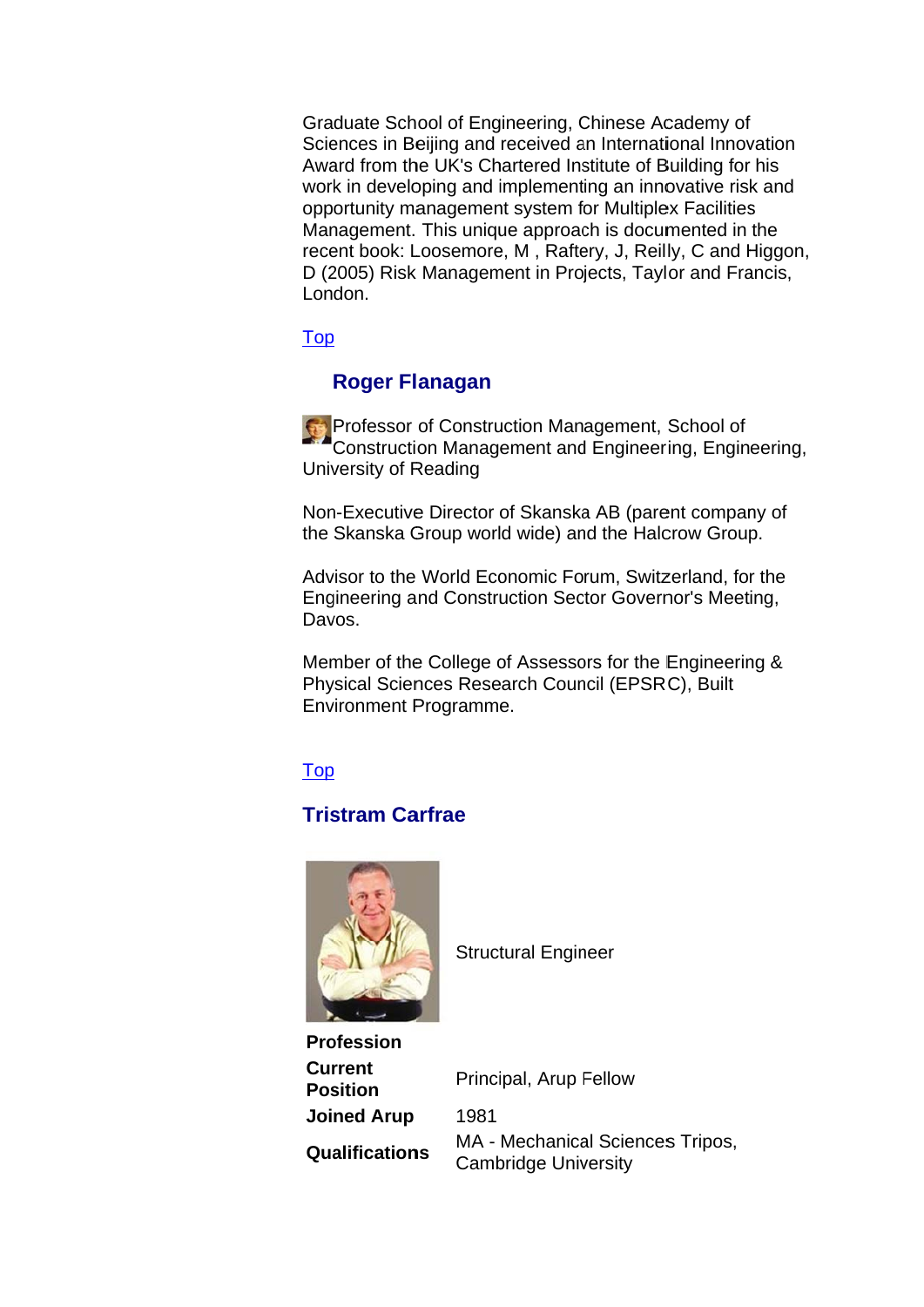Graduate School of Engineering, Chinese Academy of Sciences in Beijing and received an International Innovation Award from the UK's Chartered Institute of Building for his work in developing and implementing an innovative risk and opportunity management system for Multiplex Facilities Management. This unique approach is documented in the recent book: Loosemore, M , Raftery, J, Reilly, C and Higgon, D (2005) Risk Management in Projects, Taylor and Francis, London.

Top

## Roger Flanagan

Professor of Construction Management, School of Construction Management and Engineering, Engineering, University of Reading

Non-Executive Director of Skanska AB (parent company of the Skanska Group world wide) and the Halcrow Group.

Advisor to the World Economic Forum, Switzerland, for the Engineering and Construction Sector Governor's Meeting, Davos.

Member of the College of Assessors for the Engineering & Physical Sciences Research Council (EPSRC), Built Environment Programme.

Top

## Tristram Carfrae

| | |
|---|---|
| **Profession** | Structural Engineer |
| **Current Position** | Principal, Arup Fellow |
| **Joined Arup** | 1981 |
| **Qualifications** | MA - Mechanical Sciences Tripos, Cambridge University |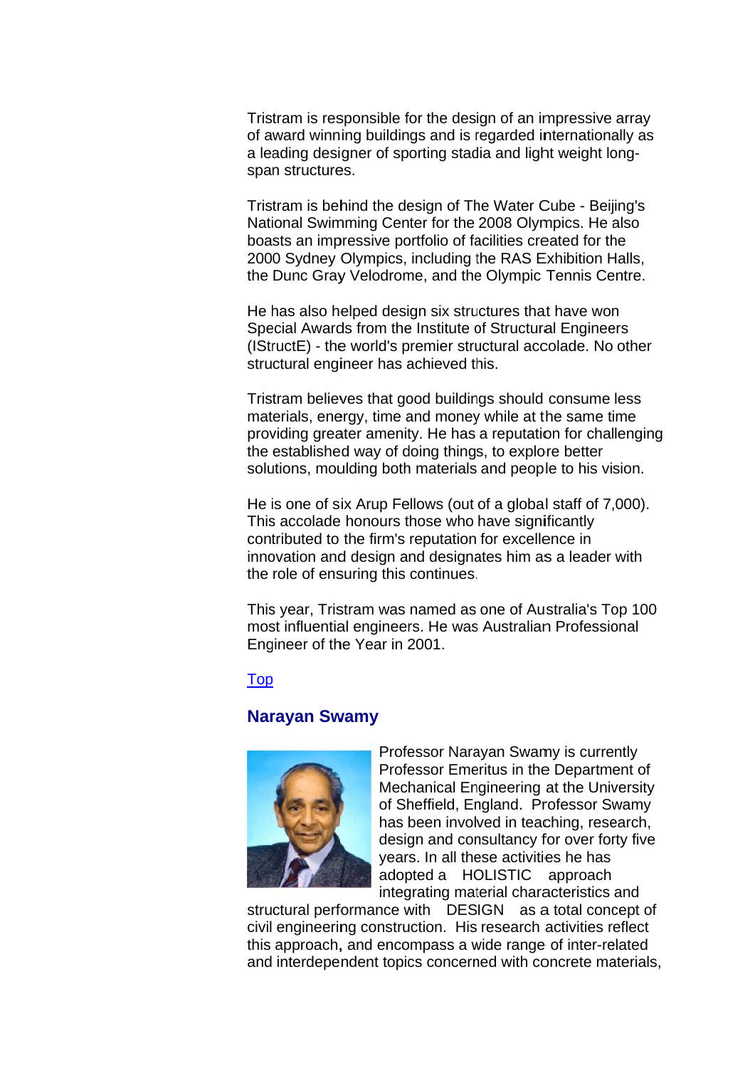Tristram is responsible for the design of an impressive array of award winning buildings and is regarded internationally as a leading designer of sporting stadia and light weight long-span structures.

Tristram is behind the design of The Water Cube - Beijing's National Swimming Center for the 2008 Olympics. He also boasts an impressive portfolio of facilities created for the 2000 Sydney Olympics, including the RAS Exhibition Halls, the Dunc Gray Velodrome, and the Olympic Tennis Centre.

He has also helped design six structures that have won Special Awards from the Institute of Structural Engineers (IStructE) - the world's premier structural accolade. No other structural engineer has achieved this.

Tristram believes that good buildings should consume less materials, energy, time and money while at the same time providing greater amenity. He has a reputation for challenging the established way of doing things, to explore better solutions, moulding both materials and people to his vision.

He is one of six Arup Fellows (out of a global staff of 7,000). This accolade honours those who have significantly contributed to the firm's reputation for excellence in innovation and design and designates him as a leader with the role of ensuring this continues.

This year, Tristram was named as one of Australia's Top 100 most influential engineers. He was Australian Professional Engineer of the Year in 2001.

Top

## Narayan Swamy

Professor Narayan Swamy is currently Professor Emeritus in the Department of Mechanical Engineering at the University of Sheffield, England. Professor Swamy has been involved in teaching, research, design and consultancy for over forty five years. In all these activities he has adopted a HOLISTIC approach integrating material characteristics and structural performance with DESIGN as a total concept of civil engineering construction. His research activities reflect this approach, and encompass a wide range of inter-related and interdependent topics concerned with concrete materials,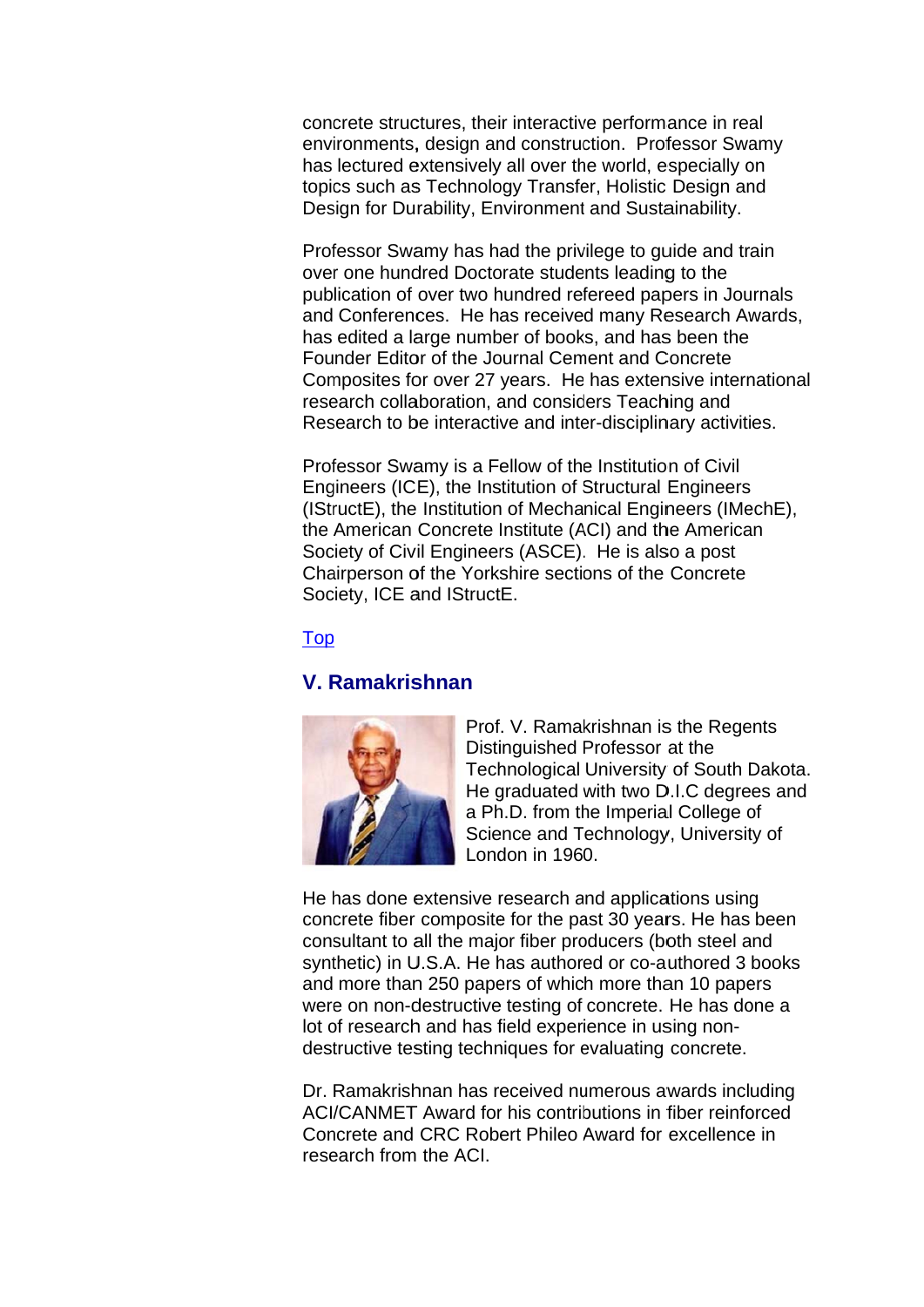concrete structures, their interactive performance in real environments, design and construction. Professor Swamy has lectured extensively all over the world, especially on topics such as Technology Transfer, Holistic Design and Design for Durability, Environment and Sustainability.

Professor Swamy has had the privilege to guide and train over one hundred Doctorate students leading to the publication of over two hundred refereed papers in Journals and Conferences. He has received many Research Awards, has edited a large number of books, and has been the Founder Editor of the Journal Cement and Concrete Composites for over 27 years. He has extensive international research collaboration, and considers Teaching and Research to be interactive and inter-disciplinary activities.

Professor Swamy is a Fellow of the Institution of Civil Engineers (ICE), the Institution of Structural Engineers (IStructE), the Institution of Mechanical Engineers (IMechE), the American Concrete Institute (ACI) and the American Society of Civil Engineers (ASCE). He is also a post Chairperson of the Yorkshire sections of the Concrete Society, ICE and IStructE.

Top

## V. Ramakrishnan

Prof. V. Ramakrishnan is the Regents Distinguished Professor at the Technological University of South Dakota. He graduated with two D.I.C degrees and a Ph.D. from the Imperial College of Science and Technology, University of London in 1960.

He has done extensive research and applications using concrete fiber composite for the past 30 years. He has been consultant to all the major fiber producers (both steel and synthetic) in U.S.A. He has authored or co-authored 3 books and more than 250 papers of which more than 10 papers were on non-destructive testing of concrete. He has done a lot of research and has field experience in using non-destructive testing techniques for evaluating concrete.

Dr. Ramakrishnan has received numerous awards including ACI/CANMET Award for his contributions in fiber reinforced Concrete and CRC Robert Phileo Award for excellence in research from the ACI.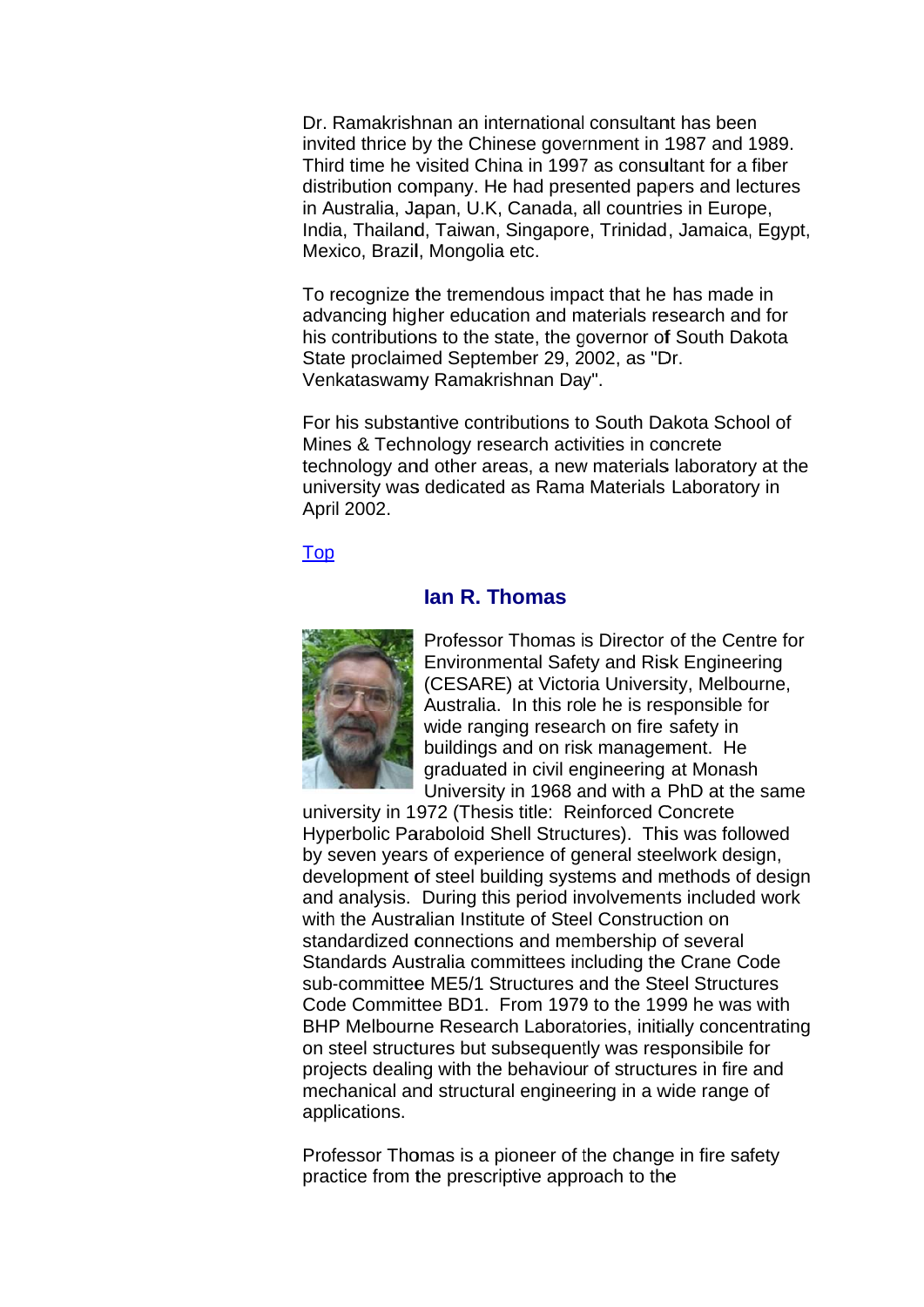Dr. Ramakrishnan an international consultant has been invited thrice by the Chinese government in 1987 and 1989. Third time he visited China in 1997 as consultant for a fiber distribution company. He had presented papers and lectures in Australia, Japan, U.K, Canada, all countries in Europe, India, Thailand, Taiwan, Singapore, Trinidad, Jamaica, Egypt, Mexico, Brazil, Mongolia etc.

To recognize the tremendous impact that he has made in advancing higher education and materials research and for his contributions to the state, the governor of South Dakota State proclaimed September 29, 2002, as "Dr. Venkataswamy Ramakrishnan Day".

For his substantive contributions to South Dakota School of Mines & Technology research activities in concrete technology and other areas, a new materials laboratory at the university was dedicated as Rama Materials Laboratory in April 2002.

Top

## Ian R. Thomas

Professor Thomas is Director of the Centre for Environmental Safety and Risk Engineering (CESARE) at Victoria University, Melbourne, Australia. In this role he is responsible for wide ranging research on fire safety in buildings and on risk management. He graduated in civil engineering at Monash University in 1968 and with a PhD at the same university in 1972 (Thesis title: Reinforced Concrete Hyperbolic Paraboloid Shell Structures). This was followed by seven years of experience of general steelwork design, development of steel building systems and methods of design and analysis. During this period involvements included work with the Australian Institute of Steel Construction on standardized connections and membership of several Standards Australia committees including the Crane Code sub-committee ME5/1 Structures and the Steel Structures Code Committee BD1. From 1979 to the 1999 he was with BHP Melbourne Research Laboratories, initially concentrating on steel structures but subsequently was responsibile for projects dealing with the behaviour of structures in fire and mechanical and structural engineering in a wide range of applications.

Professor Thomas is a pioneer of the change in fire safety practice from the prescriptive approach to the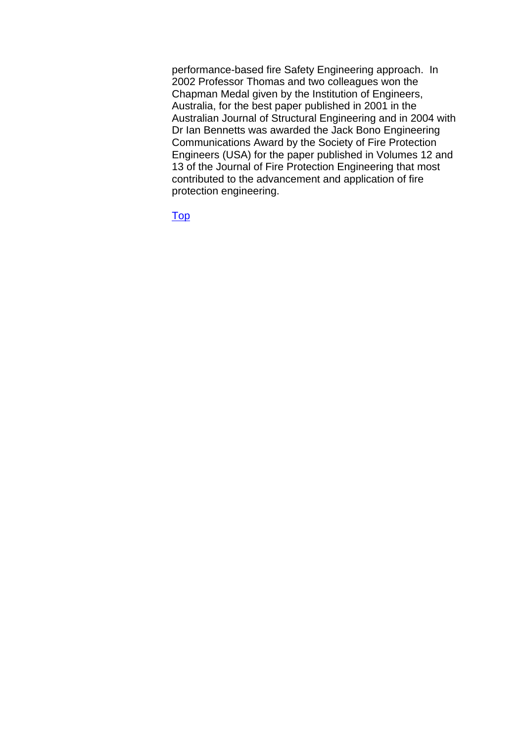performance-based fire Safety Engineering approach. In 2002 Professor Thomas and two colleagues won the Chapman Medal given by the Institution of Engineers, Australia, for the best paper published in 2001 in the Australian Journal of Structural Engineering and in 2004 with Dr Ian Bennetts was awarded the Jack Bono Engineering Communications Award by the Society of Fire Protection Engineers (USA) for the paper published in Volumes 12 and 13 of the Journal of Fire Protection Engineering that most contributed to the advancement and application of fire protection engineering.

Top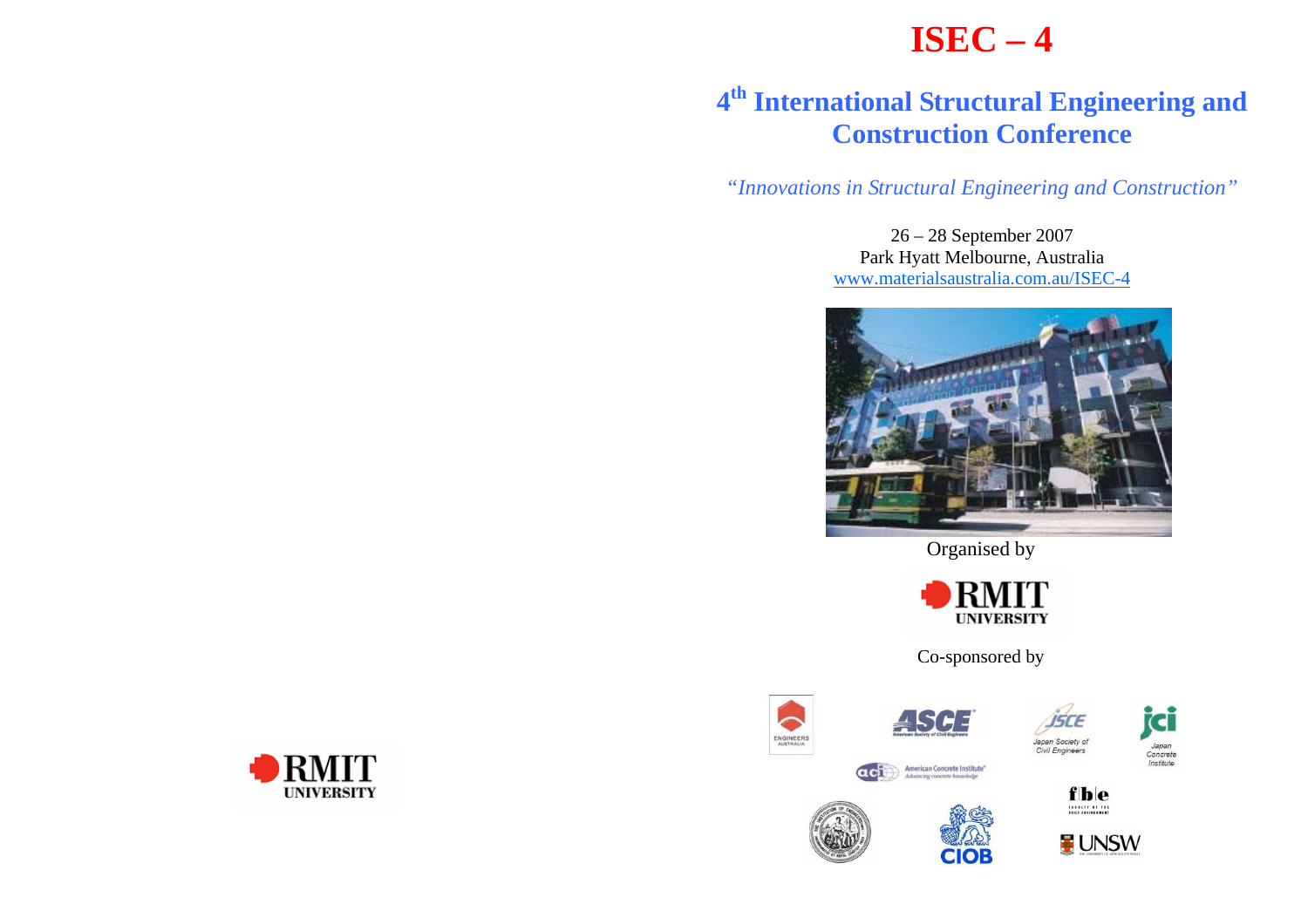# ISEC – 4

## 4th International Structural Engineering and Construction Conference

*"Innovations in Structural Engineering and Construction"*

26 – 28 September 2007
Park Hyatt Melbourne, Australia
www.materialsaustralia.com.au/ISEC-4

Organised by

RMIT UNIVERSITY

Co-sponsored by

RMIT UNIVERSITY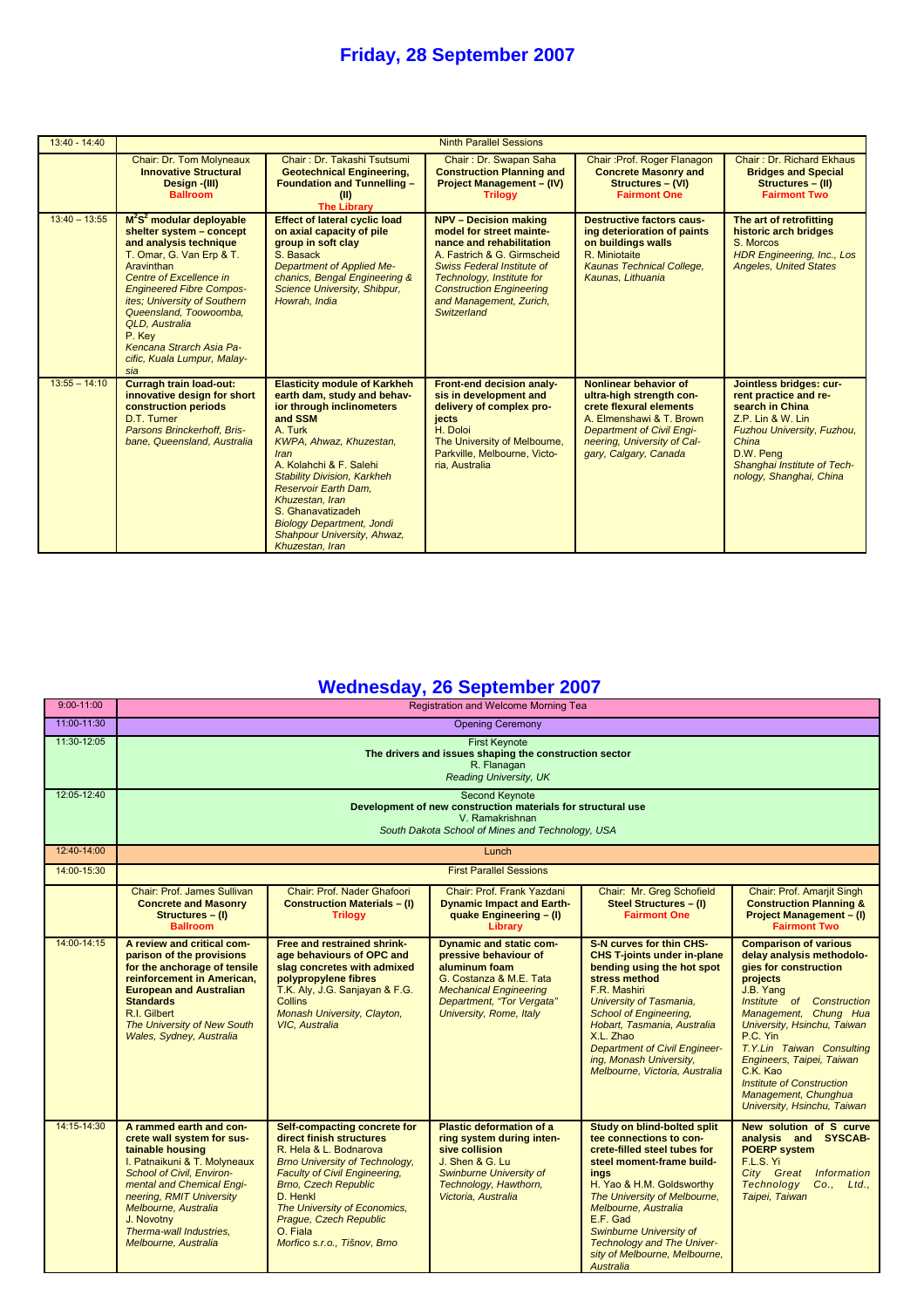# Friday, 28 September 2007

| 13:40 - 14:40 | Ninth Parallel Sessions | | | | |
|---|---|---|---|---|---|
| | Chair: Dr. Tom Molyneaux **Innovative Structural Design -(III)** **Ballroom** | Chair : Dr. Takashi Tsutsumi **Geotechnical Engineering, Foundation and Tunnelling – (II)** **The Library** | Chair : Dr. Swapan Saha **Construction Planning and Project Management – (IV)** **Trilogy** | Chair :Prof. Roger Flanagon **Concrete Masonry and Structures – (VI)** **Fairmont One** | Chair : Dr. Richard Ekhaus **Bridges and Special Structures – (II)** **Fairmont Two** |
| 13:40 – 13:55 | **$M^2S^2$ modular deployable shelter system – concept and analysis technique** T. Omar, G. Van Erp & T. Aravinthan *Centre of Excellence in Engineered Fibre Composites; University of Southern Queensland, Toowoomba, QLD, Australia* P. Key *Kencana Strarch Asia Pacific, Kuala Lumpur, Malaysia* | **Effect of lateral cyclic load on axial capacity of pile group in soft clay** S. Basack *Department of Applied Mechanics, Bengal Engineering & Science University, Shibpur, Howrah, India* | **NPV – Decision making model for street maintenance and rehabilitation** A. Fastrich & G. Girmscheid *Swiss Federal Institute of Technology, Institute for Construction Engineering and Management, Zurich, Switzerland* | **Destructive factors causing deterioration of paints on buildings walls** R. Miniotaite *Kaunas Technical College, Kaunas, Lithuania* | **The art of retrofitting historic arch bridges** S. Morcos *HDR Engineering, Inc., Los Angeles, United States* |
| 13:55 – 14:10 | **Curragh train load-out: innovative design for short construction periods** D.T. Turner *Parsons Brinckerhoff, Brisbane, Queensland, Australia* | **Elasticity module of Karkheh earth dam, study and behavior through inclinometers and SSM** A. Turk *KWPA, Ahwaz, Khuzestan, Iran* A. Kolahchi & F. Salehi *Stability Division, Karkheh Reservoir Earth Dam, Khuzestan, Iran* S. Ghanavatizadeh *Biology Department, Jondi Shahpour University, Ahwaz, Khuzestan, Iran* | **Front-end decision analysis in development and delivery of complex projects** H. Doloi The University of Melbourne, Parkville, Melbourne, Victoria, Australia | **Nonlinear behavior of ultra-high strength concrete flexural elements** A. Elmenshawi & T. Brown *Department of Civil Engineering, University of Calgary, Calgary, Canada* | **Jointless bridges: current practice and research in China** Z.P. Lin & W. Lin *Fuzhou University, Fuzhou, China* D.W. Peng *Shanghai Institute of Technology, Shanghai, China* |

# Wednesday, 26 September 2007

| 9:00-11:00 | Registration and Welcome Morning Tea | | | | |
|---|---|---|---|---|---|
| 11:00-11:30 | Opening Ceremony | | | | |
| 11:30-12:05 | First Keynote **The drivers and issues shaping the construction sector** R. Flanagan *Reading University, UK* | | | | |
| 12:05-12:40 | Second Keynote **Development of new construction materials for structural use** V. Ramakrishnan *South Dakota School of Mines and Technology, USA* | | | | |
| 12:40-14:00 | Lunch | | | | |
| 14:00-15:30 | First Parallel Sessions | | | | |
| | Chair: Prof. James Sullivan **Concrete and Masonry Structures – (I)** **Ballroom** | Chair: Prof. Nader Ghafoori **Construction Materials – (I)** **Trilogy** | Chair: Prof. Frank Yazdani **Dynamic Impact and Earthquake Engineering – (I)** **Library** | Chair: Mr. Greg Schofield **Steel Structures – (I)** **Fairmont One** | Chair: Prof. Amarjit Singh **Construction Planning & Project Management – (I)** **Fairmont Two** |
| 14:00-14:15 | **A review and critical comparison of the provisions for the anchorage of tensile reinforcement in American, European and Australian Standards** R.I. Gilbert *The University of New South Wales, Sydney, Australia* | **Free and restrained shrinkage behaviours of OPC and slag concretes with admixed polypropylene fibres** T.K. Aly, J.G. Sanjayan & F.G. Collins *Monash University, Clayton, VIC, Australia* | **Dynamic and static compressive behaviour of aluminum foam** G. Costanza & M.E. Tata *Mechanical Engineering Department, "Tor Vergata" University, Rome, Italy* | **S-N curves for thin CHS-CHS T-joints under in-plane bending using the hot spot stress method** F.R. Mashiri *University of Tasmania, School of Engineering, Hobart, Tasmania, Australia* X.L. Zhao *Department of Civil Engineering, Monash University, Melbourne, Victoria, Australia* | **Comparison of various delay analysis methodologies for construction projects** J.B. Yang *Institute of Construction Management, Chung Hua University, Hsinchu, Taiwan* P.C. Yin *T.Y.Lin Taiwan Consulting Engineers, Taipei, Taiwan* C.K. Kao *Institute of Construction Management, Chunghua University, Hsinchu, Taiwan* |
| 14:15-14:30 | **A rammed earth and concrete wall system for sustainable housing** I. Patnaikuni & T. Molyneaux *School of Civil, Environmental and Chemical Engineering, RMIT University Melbourne, Australia* J. Novotny *Therma-wall Industries, Melbourne, Australia* | **Self-compacting concrete for direct finish structures** R. Hela & L. Bodnarova *Brno University of Technology, Faculty of Civil Engineering, Brno, Czech Republic* D. Henkl *The University of Economics, Prague, Czech Republic* O. Fiala *Morfico s.r.o., Tišnov, Brno* | **Plastic deformation of a ring system during intensive collision** J. Shen & G. Lu *Swinburne University of Technology, Hawthorn, Victoria, Australia* | **Study on blind-bolted split tee connections to concrete-filled steel tubes for steel moment-frame buildings** H. Yao & H.M. Goldsworthy *The University of Melbourne, Melbourne, Australia* E.F. Gad *Swinburne University of Technology and The University of Melbourne, Melbourne, Australia* | **New solution of S curve analysis and SYSCAB-POERP system** F.L.S. Yi *City Great Information Technology Co., Ltd., Taipei, Taiwan* |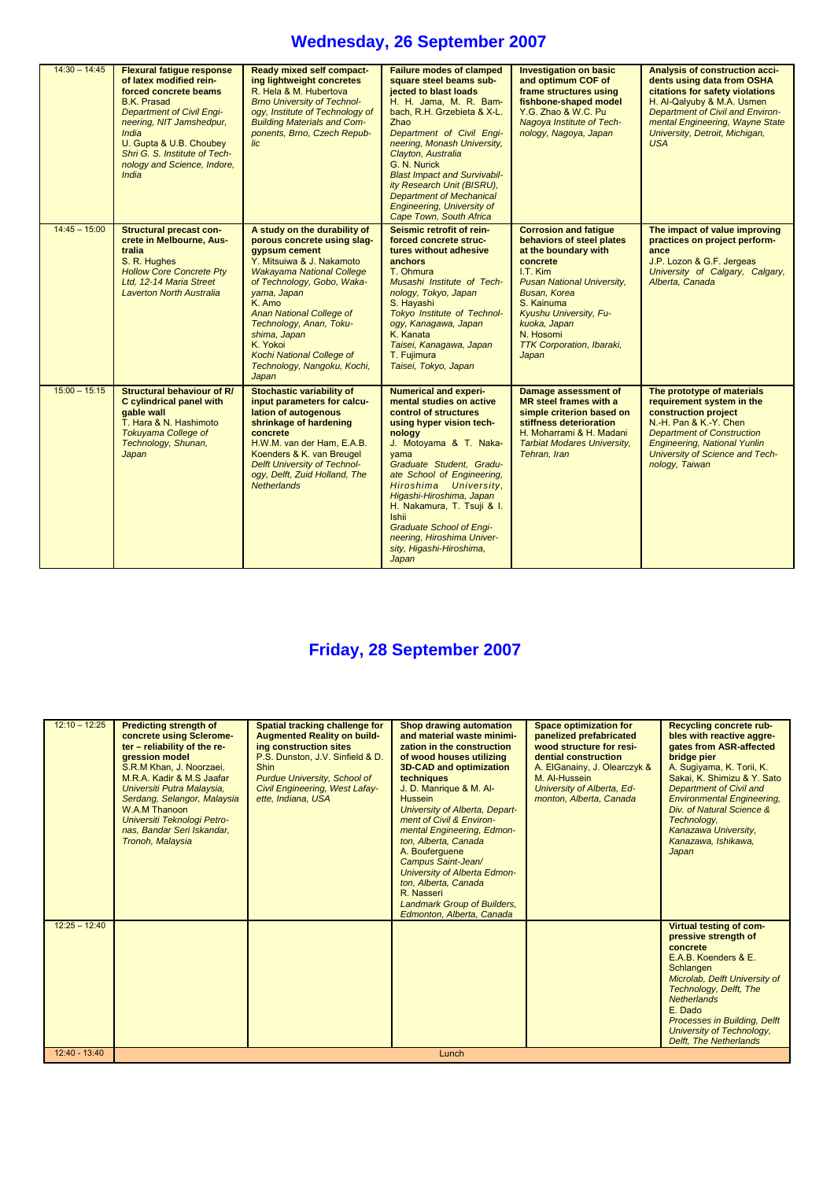# Wednesday, 26 September 2007

| | | | | | |
|---|---|---|---|---|---|
| 14:30 – 14:45 | **Flexural fatigue response of latex modified reinforced concrete beams** B.K. Prasad *Department of Civil Engineering, NIT Jamshedpur, India* U. Gupta & U.B. Choubey *Shri G. S. Institute of Technology and Science, Indore, India* | **Ready mixed self compacting lightweight concretes** R. Hela & M. Hubertova *Brno University of Technology, Institute of Technology of Building Materials and Components, Brno, Czech Republic* | **Failure modes of clamped square steel beams subjected to blast loads** H. H. Jama, M. R. Bambach, R.H. Grzebieta & X-L. Zhao *Department of Civil Engineering, Monash University, Clayton, Australia* G. N. Nurick *Blast Impact and Survivability Research Unit (BISRU), Department of Mechanical Engineering, University of Cape Town, South Africa* | **Investigation on basic and optimum COF of frame structures using fishbone-shaped model** Y.G. Zhao & W.C. Pu *Nagoya Institute of Technology, Nagoya, Japan* | **Analysis of construction accidents using data from OSHA citations for safety violations** H. Al-Qalyuby & M.A. Usmen *Department of Civil and Environmental Engineering, Wayne State University, Detroit, Michigan, USA* |
| 14:45 – 15:00 | **Structural precast concrete in Melbourne, Australia** S. R. Hughes *Hollow Core Concrete Pty Ltd, 12-14 Maria Street Laverton North Australia* | **A study on the durability of porous concrete using slag-gypsum cement** Y. Mitsuiwa & J. Nakamoto *Wakayama National College of Technology, Gobo, Wakayama, Japan* K. Amo *Anan National College of Technology, Anan, Tokushima, Japan* K. Yokoi *Kochi National College of Technology, Nangoku, Kochi, Japan* | **Seismic retrofit of reinforced concrete structures without adhesive anchors** T. Ohmura *Musashi Institute of Technology, Tokyo, Japan* S. Hayashi *Tokyo Institute of Technology, Kanagawa, Japan* K. Kanata *Taisei, Kanagawa, Japan* T. Fujimura *Taisei, Tokyo, Japan* | **Corrosion and fatigue behaviors of steel plates at the boundary with concrete** I.T. Kim *Pusan National University, Busan, Korea* S. Kainuma *Kyushu University, Fukuoka, Japan* N. Hosomi *TTK Corporation, Ibaraki, Japan* | **The impact of value improving practices on project performance** J.P. Lozon & G.F. Jergeas *University of Calgary, Calgary, Alberta, Canada* |
| 15:00 – 15:15 | **Structural behaviour of R/C cylindrical panel with gable wall** T. Hara & N. Hashimoto *Tokuyama College of Technology, Shunan, Japan* | **Stochastic variability of input parameters for calculation of autogenous shrinkage of hardening concrete** H.W.M. van der Ham, E.A.B. Koenders & K. van Breugel *Delft University of Technology, Delft, Zuid Holland, The Netherlands* | **Numerical and experimental studies on active control of structures using hyper vision technology** J. D. Motoyama & T. Nakayama *Graduate Student, Graduate School of Engineering, Hiroshima University, Higashi-Hiroshima, Japan* H. Nakamura, T. Tsuji & I. Ishii *Graduate School of Engineering, Hiroshima University, Higashi-Hiroshima, Japan* | **Damage assessment of MR steel frames with a simple criterion based on stiffness deterioration** H. Moharrami & H. Madani *Tarbiat Modares University, Tehran, Iran* | **The prototype of materials requirement system in the construction project** N.-H. Pan & K.-Y. Chen *Department of Construction Engineering, National Yunlin University of Science and Technology, Taiwan* |

# Friday, 28 September 2007

| | | | | | |
|---|---|---|---|---|---|
| 12:10 – 12:25 | **Predicting strength of concrete using Sclerometer – reliability of the regression model** S.R.M Khan, J. Noorzaei, M.R.A. Kadir & M.S Jaafar *Universiti Putra Malaysia, Serdang, Selangor, Malaysia* W.A.M Thanoon *Universiti Teknologi Petronas, Bandar Seri Iskandar, Tronoh, Malaysia* | **Spatial tracking challenge for Augmented Reality on building construction sites** P.S. Dunston, J.V. Sinfield & D. Shin *Purdue University, School of Civil Engineering, West Lafayette, Indiana, USA* | **Shop drawing automation and material waste minimization in the construction of wood houses utilizing 3D-CAD and optimization techniques** J. D. Manrique & M. Al-Hussein *University of Alberta, Department of Civil & Environmental Engineering, Edmonton, Alberta, Canada* A. Bouferguene *Campus Saint-Jean/ University of Alberta Edmonton, Alberta, Canada* R. Nasseri *Landmark Group of Builders, Edmonton, Alberta, Canada* | **Space optimization for panelized prefabricated wood structure for residential construction** A. ElGanainy, J. Olearczyk & M. Al-Hussein *University of Alberta, Edmonton, Alberta, Canada* | **Recycling concrete rubbles with reactive aggregates from ASR-affected bridge pier** A. Sugiyama, K. Torii, K. Sakai, K. Shimizu & Y. Sato *Department of Civil and Environmental Engineering, Div. of Natural Science & Technology, Kanazawa University, Kanazawa, Ishikawa, Japan* |
| 12:25 – 12:40 | | | | | **Virtual testing of compressive strength of concrete** E.A.B. Koenders & E. Schlangen *Microlab, Delft University of Technology, Delft, The Netherlands* E. Dado *Processes in Building, Delft University of Technology, Delft, The Netherlands* |
| 12:40 - 13:40 | Lunch | | | | |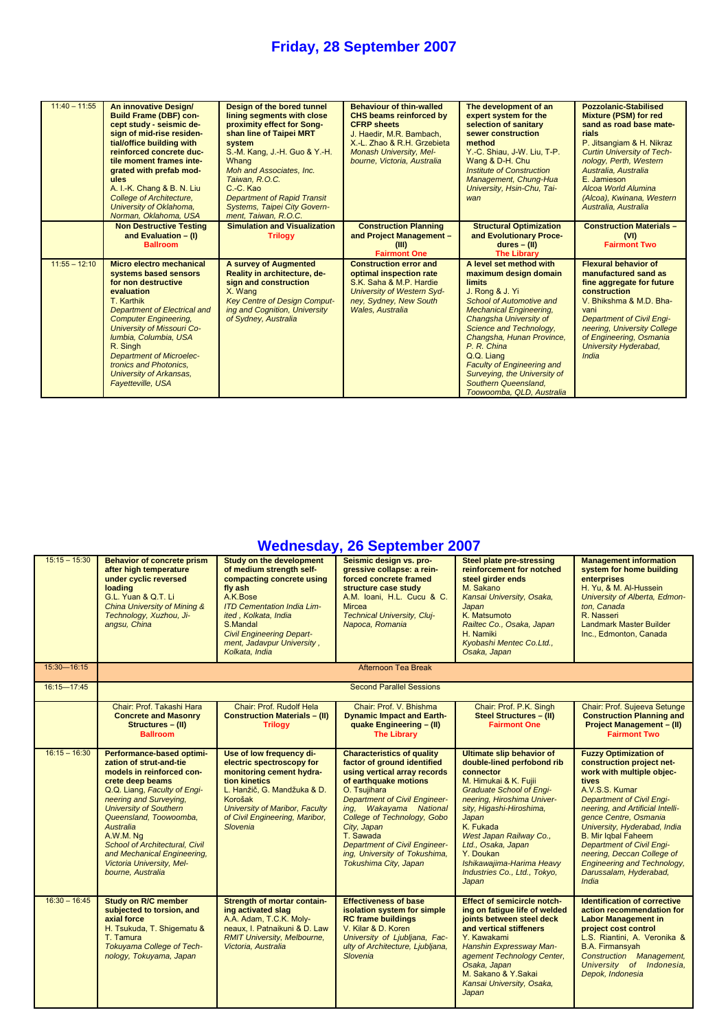# Friday, 28 September 2007

| | | | | | |
|---|---|---|---|---|---|
| 11:40 – 11:55 | **An innovative Design/ Build Frame (DBF) concept study - seismic design of mid-rise residential/office building with reinforced concrete ductile moment frames integrated with prefab modules** A. I.-K. Chang & B. N. Liu *College of Architecture, University of Oklahoma, Norman, Oklahoma, USA* | **Design of the bored tunnel lining segments with close proximity effect for Song-shan line of Taipei MRT system** S.-M. Kang, J.-H. Guo & Y.-H. Whang *Moh and Associates, Inc. Taiwan, R.O.C.* C.-C. Kao *Department of Rapid Transit Systems, Taipei City Government, Taiwan, R.O.C.* | **Behaviour of thin-walled CHS beams reinforced by CFRP sheets** J. Haedir, M.R. Bambach, X.-L. Zhao & R.H. Grzebieta *Monash University, Melbourne, Victoria, Australia* | **The development of an expert system for the selection of sanitary sewer construction method** Y.-C. Shiau, J-W. Liu, T-P. Wang & D-H. Chu *Institute of Construction Management, Chung-Hua University, Hsin-Chu, Taiwan* | **Pozzolanic-Stabilised Mixture (PSM) for red sand as road base materials** P. Jitsangiam & H. Nikraz *Curtin University of Technology, Perth, Western Australia, Australia* E. Jamieson *Alcoa World Alumina (Alcoa), Kwinana, Western Australia, Australia* |
| | **Non Destructive Testing and Evaluation – (I)** Ballroom | **Simulation and Visualization** Trilogy | **Construction Planning and Project Management – (III)** Fairmont One | **Structural Optimization and Evolutionary Procedures – (II)** The Library | **Construction Materials – (VI)** Fairmont Two |
| 11:55 – 12:10 | **Micro electro mechanical systems based sensors for non destructive evaluation** T. Karthik *Department of Electrical and Computer Engineering, University of Missouri Columbia, Columbia, USA* R. Singh *Department of Microelectronics and Photonics, University of Arkansas, Fayetteville, USA* | **A survey of Augmented Reality in architecture, design and construction** X. Wang *Key Centre of Design Computing and Cognition, University of Sydney, Australia* | **Construction error and optimal inspection rate** S.K. Saha & M.P. Hardie *University of Western Sydney, Sydney, New South Wales, Australia* | **A level set method with maximum design domain limits** J. Rong & J. Yi *School of Automotive and Mechanical Engineering, Changsha University of Science and Technology, Changsha, Hunan Province, P. R. China* Q.Q. Liang *Faculty of Engineering and Surveying, the University of Southern Queensland, Toowoomba, QLD, Australia* | **Flexural behavior of manufactured sand as fine aggregate for future construction** V. Bhikshma & M.D. Bhavani *Department of Civil Engineering, University College of Engineering, Osmania University Hyderabad, India* |

# Wednesday, 26 September 2007

| | | | | | |
|---|---|---|---|---|---|
| 15:15 – 15:30 | **Behavior of concrete prism after high temperature under cyclic reversed loading** G.L. Yuan & Q.T. Li *China University of Mining & Technology, Xuzhou, Jiangsu, China* | **Study on the development of medium strength self-compacting concrete using fly ash** A.K.Bose *ITD Cementation India Limited , Kolkata, India* S.Mandal *Civil Engineering Department, Jadavpur University , Kolkata, India* | **Seismic design vs. progressive collapse: a reinforced concrete framed structure case study** A.M. Ioani, H.L. Cucu & C. Mircea *Technical University, Cluj-Napoca, Romania* | **Steel plate pre-stressing reinforcement for notched steel girder ends** M. Sakano *Kansai University, Osaka, Japan* K. Matsumoto *Railtec Co., Osaka, Japan* H. Namiki *Kyobashi Mentec Co.Ltd., Osaka, Japan* | **Management information system for home building enterprises** H. Yu, & M. Al-Hussein *University of Alberta, Edmonton, Canada* R. Nasseri *Landmark Master Builder Inc., Edmonton, Canada* |
| 15:30—16:15 | Afternoon Tea Break | | | | |
| 16:15—17:45 | Second Parallel Sessions | | | | |
| | Chair: Prof. Takashi Hara **Concrete and Masonry Structures – (II)** Ballroom | Chair: Prof. Rudolf Hela **Construction Materials – (II)** Trilogy | Chair: Prof. V. Bhishma **Dynamic Impact and Earthquake Engineering – (II)** The Library | Chair: Prof. P.K. Singh **Steel Structures – (II)** Fairmont One | Chair: Prof. Sujeeva Setunge **Construction Planning and Project Management – (II)** Fairmont Two |
| 16:15 – 16:30 | **Performance-based optimization of strut-and-tie models in reinforced concrete deep beams** Q.Q. Liang, *Faculty of Engineering and Surveying, University of Southern Queensland, Toowoomba, Australia* A.W.M. Ng *School of Architectural, Civil and Mechanical Engineering, Victoria University, Melbourne, Australia* | **Use of low frequency dielectric spectroscopy for monitoring cement hydration kinetics** L. Hanžič, G. Mandžuka & D. Korošak *University of Maribor, Faculty of Civil Engineering, Maribor, Slovenia* | **Characteristics of quality factor of ground identified using vertical array records of earthquake motions** O. Tsujihara *Department of Civil Engineering, Wakayama National College of Technology, Gobo City, Japan* T. Sawada *Department of Civil Engineering, University of Tokushima, Tokushima City, Japan* | **Ultimate slip behavior of double-lined perfobond rib connector** M. Himukai & K. Fujii *Graduate School of Engineering, Hiroshima University, Higashi-Hiroshima, Japan* K. Fukada *West Japan Railway Co., Ltd., Osaka, Japan* Y. Doukan *Ishikawajima-Harima Heavy Industries Co., Ltd., Tokyo, Japan* | **Fuzzy Optimization of construction project network with multiple objectives** A.V.S.S. Kumar *Department of Civil Engineering, and Artificial Intelligence Centre, Osmania University, Hyderabad, India* B. Mir Iqbal Faheem *Department of Civil Engineering, Deccan College of Engineering and Technology, Darussalam, Hyderabad, India* |
| 16:30 – 16:45 | **Study on R/C member subjected to torsion, and axial force** H. Tsukuda, T. Shigematu & T. Tamura *Tokuyama College of Technology, Tokuyama, Japan* | **Strength of mortar containing activated slag** A.A. Adam, T.C.K. Molyneaux, I. Patnaikuni & D. Law *RMIT University, Melbourne, Victoria, Australia* | **Effectiveness of base isolation system for simple RC frame buildings** V. Kilar & D. Koren *University of Ljubljana, Faculty of Architecture, Ljubljana, Slovenia* | **Effect of semicircle notching on fatigue life of welded joints between steel deck and vertical stiffeners** Y. Kawakami *Hanshin Expressway Management Technology Center, Osaka, Japan* M. Sakano & Y.Sakai *Kansai University, Osaka, Japan* | **Identification of corrective action recommendation for Labor Management in project cost control** L.S. Riantini, A. Veronika & B.A. Firmansyah *Construction Management, University of Indonesia, Depok, Indonesia* |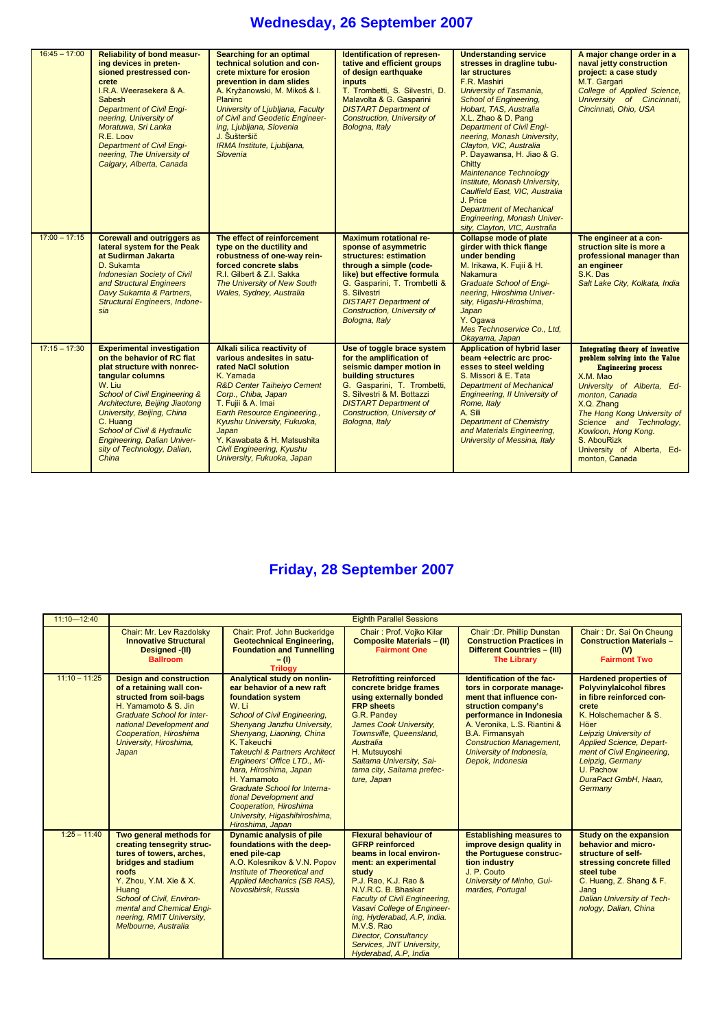# Wednesday, 26 September 2007

| | | | | | |
|---|---|---|---|---|---|
| 16:45 – 17:00 | **Reliability of bond measuring devices in pretensioned prestressed concrete**<br>I.R.A. Weerasekera & A. Sabesh<br>*Department of Civil Engineering, University of Moratuwa, Sri Lanka*<br>R.E. Loov<br>*Department of Civil Engineering, The University of Calgary, Alberta, Canada* | **Searching for an optimal technical solution and concrete mixture for erosion prevention in dam slides**<br>A. Kryžanowski, M. Mikoš & I. Planinc<br>*University of Ljubljana, Faculty of Civil and Geodetic Engineering, Ljubljana, Slovenia*<br>J. Šušteršič<br>*IRMA Institute, Ljubljana, Slovenia* | **Identification of representative and efficient groups of design earthquake inputs**<br>T. Trombetti, S. Silvestri, D. Malavolta & G. Gasparini<br>*DISTART Department of Construction, University of Bologna, Italy* | **Understanding service stresses in dragline tubular structures**<br>F.R. Mashiri<br>*University of Tasmania, School of Engineering, Hobart, TAS, Australia*<br>X.L. Zhao & D. Pang<br>*Department of Civil Engineering, Monash University, Clayton, VIC, Australia*<br>P. Dayawansa, H. Jiao & G. Chitty<br>*Maintenance Technology Institute, Monash University, Caulfield East, VIC, Australia*<br>J. Price<br>*Department of Mechanical Engineering, Monash University, Clayton, VIC, Australia* | **A major change order in a naval jetty construction project: a case study**<br>M.T. Gargari<br>*College of Applied Science, University of Cincinnati, Cincinnati, Ohio, USA* |
| 17:00 – 17:15 | **Corewall and outriggers as lateral system for the Peak at Sudirman Jakarta**<br>D. Sukamta<br>*Indonesian Society of Civil and Structural Engineers Davy Sukamta & Partners, Structural Engineers, Indonesia* | **The effect of reinforcement type on the ductility and robustness of one-way reinforced concrete slabs**<br>R.I. Gilbert & Z.I. Sakka<br>*The University of New South Wales, Sydney, Australia* | **Maximum rotational response of asymmetric structures: estimation through a simple (code-like) but effective formula**<br>G. Gasparini, T. Trombetti & S. Silvestri<br>*DISTART Department of Construction, University of Bologna, Italy* | **Collapse mode of plate girder with thick flange under bending**<br>M. Irikawa, K. Fujii & H. Nakamura<br>*Graduate School of Engineering, Hiroshima University, Higashi-Hiroshima, Japan*<br>Y. Ogawa<br>*Mes Technoservice Co., Ltd, Okayama, Japan* | **The engineer at a construction site is more a professional manager than an engineer**<br>S.K. Das<br>*Salt Lake City, Kolkata, India* |
| 17:15 – 17:30 | **Experimental investigation on the behavior of RC flat plat structure with nonrectangular columns**<br>W. Liu<br>*School of Civil Engineering & Architecture, Beijing Jiaotong University, Beijing, China*<br>C. Huang<br>*School of Civil & Hydraulic Engineering, Dalian University of Technology, Dalian, China* | **Alkali silica reactivity of various andesites in saturated NaCl solution**<br>K. Yamada<br>*R&D Center Taiheiyo Cement Corp., Chiba, Japan*<br>T. Fujii & A. Imai<br>*Earth Resource Engineering., Kyushu University, Fukuoka, Japan*<br>Y. Kawabata & H. Matsushita<br>*Civil Engineering, Kyushu University, Fukuoka, Japan* | **Use of toggle brace system for the amplification of seismic damper motion in building structures**<br>G. Gasparini, T. Trombetti, S. Silvestri & M. Bottazzi<br>*DISTART Department of Construction, University of Bologna, Italy* | **Application of hybrid laser beam +electric arc processes to steel welding**<br>S. Missori & E. Tata<br>*Department of Mechanical Engineering, II University of Rome, Italy*<br>A. Sili<br>*Department of Chemistry and Materials Engineering, University of Messina, Italy* | **Integrating theory of inventive problem solving into the Value Engineering process**<br>X.M. Mao<br>*University of Alberta, Edmonton, Canada*<br>X.Q. Zhang<br>*The Hong Kong University of Science and Technology, Kowloon, Hong Kong.*<br>S. AbouRizk<br>University of Alberta, Edmonton, Canada |

# Friday, 28 September 2007

| 11:10—12:40 | Eighth Parallel Sessions | | | | |
|---|---|---|---|---|---|
| | Chair: Mr. Lev Razdolsky<br>**Innovative Structural Designed -(II)**<br>**Ballroom** | Chair: Prof. John Buckeridge<br>**Geotechnical Engineering, Foundation and Tunnelling – (I)**<br>**Trilogy** | Chair : Prof. Vojko Kilar<br>**Composite Materials – (II)**<br>**Fairmont One** | Chair :Dr. Phillip Dunstan<br>**Construction Practices in Different Countries – (III)**<br>**The Library** | Chair : Dr. Sai On Cheung<br>**Construction Materials – (V)**<br>**Fairmont Two** |
| 11:10 – 11:25 | **Design and construction of a retaining wall constructed from soil-bags**<br>H. Yamamoto & S. Jin<br>*Graduate School for International Development and Cooperation, Hiroshima University, Hiroshima, Japan* | **Analytical study on nonlinear behavior of a new raft foundation system**<br>W. Li<br>*School of Civil Engineering, Shenyang Janzhu University, Shenyang, Liaoning, China*<br>K. Takeuchi<br>*Takeuchi & Partners Architect Engineers' Office LTD., Mihara, Hiroshima, Japan*<br>H. Yamamoto<br>*Graduate School for International Development and Cooperation, Hiroshima University, Higashihiroshima, Hiroshima, Japan* | **Retrofitting reinforced concrete bridge frames using externally bonded FRP sheets**<br>G.R. Pandey<br>*James Cook University, Townsville, Queensland, Australia*<br>H. Mutsuyoshi<br>*Saitama University, Saitama city, Saitama prefecture, Japan* | **Identification of the factors in corporate management that influence construction company's performance in Indonesia**<br>A. Veronika, L.S. Riantini & B.A. Firmansyah<br>*Construction Management, University of Indonesia, Depok, Indonesia* | **Hardened properties of Polyvinylalcohol fibres in fibre reinforced concrete**<br>K. Holschemacher & S. Höer<br>*Leipzig University of Applied Science, Department of Civil Engineering, Leipzig, Germany*<br>U. Pachow<br>*DuraPact GmbH, Haan, Germany* |
| 1:25 – 11:40 | **Two general methods for creating tensegrity structures of towers, arches, bridges and stadium roofs**<br>Y. Zhou, Y.M. Xie & X. Huang<br>*School of Civil, Environmental and Chemical Engineering, RMIT University, Melbourne, Australia* | **Dynamic analysis of pile foundations with the deepened pile-cap**<br>A.O. Kolesnikov & V.N. Popov<br>*Institute of Theoretical and Applied Mechanics (SB RAS), Novosibirsk, Russia* | **Flexural behaviour of GFRP reinforced beams in local environment: an experimental study**<br>P.J. Rao, K.J. Rao & N.V.R.C. B. Bhaskar<br>*Faculty of Civil Engineering, Vasavi College of Engineering, Hyderabad, A.P, India.*<br>M.V.S. Rao<br>*Director, Consultancy Services, JNT University, Hyderabad, A.P, India* | **Establishing measures to improve design quality in the Portuguese construction industry**<br>J. P. Couto<br>*University of Minho, Guimarães, Portugal* | **Study on the expansion behavior and micro-structure of self-stressing concrete filled steel tube**<br>C. Huang, Z. Shang & F. Jang<br>*Dalian University of Technology, Dalian, China* |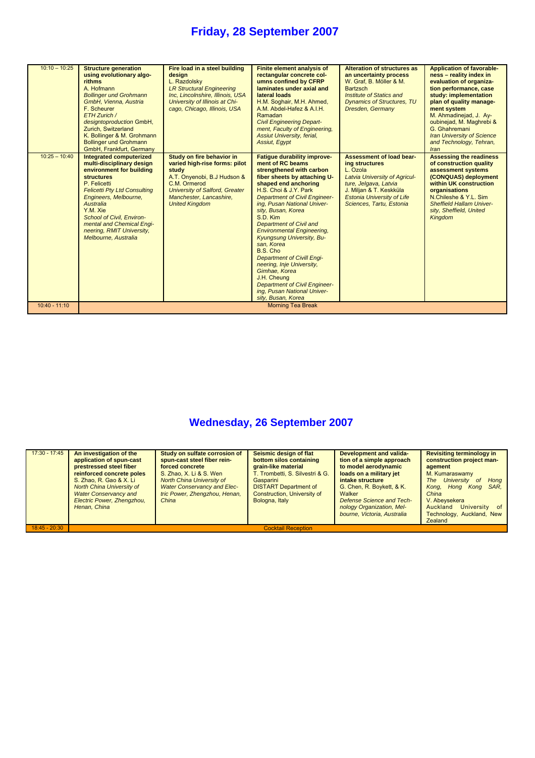# Friday, 28 September 2007

| | | | | | |
|---|---|---|---|---|---|
| 10:10 – 10:25 | **Structure generation using evolutionary algorithms** A. Hofmann *Bollinger und Grohmann GmbH, Vienna, Austria* F. Scheurer *ETH Zurich / designtoproduction GmbH, Zurich, Switzerland* K. Bollinger & M. Grohmann Bollinger und Grohmann GmbH, Frankfurt, Germany | **Fire load in a steel building design** L. Razdolsky *LR Structural Engineering Inc, Lincolnshire, Illinois, USA University of Illinois at Chicago, Chicago, Illinois, USA* | **Finite element analysis of rectangular concrete columns confined by CFRP laminates under axial and lateral loads** H.M. Soghair, M.H. Ahmed, A.M. Abdel-Hafez & A.I.H. Ramadan *Civil Engineering Department, Faculty of Engineering, Assiut University, ferial, Assiut, Egypt* | **Alteration of structures as an uncertainty process** W. Graf, B. Möller & M. Bartzsch *Institute of Statics and Dynamics of Structures, TU Dresden, Germany* | **Application of favorableness – reality index in evaluation of organization performance, case study: implementation plan of quality management system** M. Ahmadinejad, J. Ayoubinejad, M. Maghrebi & G. Ghahremani *Iran University of Science and Technology, Tehran, Iran* |
| 10:25 – 10:40 | **Integrated computerized multi-disciplinary design environment for building structures** P. Felicetti *Felicetti Pty Ltd Consulting Engineers, Melbourne, Australia* Y.M. Xie *School of Civil, Environmental and Chemical Engineering, RMIT University, Melbourne, Australia* | **Study on fire behavior in varied high-rise forms: pilot study** A.T. Onyenobi, B.J Hudson & C.M. Ormerod *University of Salford, Greater Manchester, Lancashire, United Kingdom* | **Fatigue durability improvement of RC beams strengthened with carbon fiber sheets by attaching U-shaped end anchoring** H.S. Choi & J.Y. Park *Department of Civil Engineering, Pusan National University, Busan, Korea* S.D. Kim *Department of Civil and Environmental Engineering, Kyungsung University, Busan, Korea* B.S. Cho *Department of Civill Engineering, Inje University, Gimhae, Korea* J.H. Cheung *Department of Civil Engineering, Pusan National University, Busan, Korea* | **Assessment of load bearing structures** L. Ozola *Latvia University of Agriculture, Jelgava, Latvia* J. Miljan & T. Keskküla *Estonia University of Life Sciences, Tartu, Estonia* | **Assessing the readiness of construction quality assessment systems (CONQUAS) deployment within UK construction organisations** N.Chileshe & Y.L. Sim *Sheffield Hallam University, Sheffield, United Kingdom* |
| 10:40 - 11:10 | Morning Tea Break | | | | |

# Wednesday, 26 September 2007

| | | | | | |
|---|---|---|---|---|---|
| 17:30 - 17:45 | **An investigation of the application of spun-cast prestressed steel fiber reinforced concrete poles** S. Zhao, R. Gao & X. Li *North China University of Water Conservancy and Electric Power, Zhengzhou, Henan, China* | **Study on sulfate corrosion of spun-cast steel fiber reinforced concrete** S. Zhao, X. Li & S. Wen *North China University of Water Conservancy and Electric Power, Zhengzhou, Henan, China* | **Seismic design of flat bottom silos containing grain-like material** T. Trombetti, S. Silvestri & G. Gasparini DISTART Department of Construction, University of Bologna, Italy | **Development and validation of a simple approach to model aerodynamic loads on a military jet intake structure** G. Chen, R. Boykett, & K. Walker *Defense Science and Technology Organization, Melbourne, Victoria, Australia* | **Revisiting terminology in construction project management** M. Kumaraswamy *The University of Hong Kong, Hong Kong SAR, China* V. Abeysekera Auckland University of Technology, Auckland, New Zealand |
| 18:45 - 20:30 | Cocktail Reception | | | | |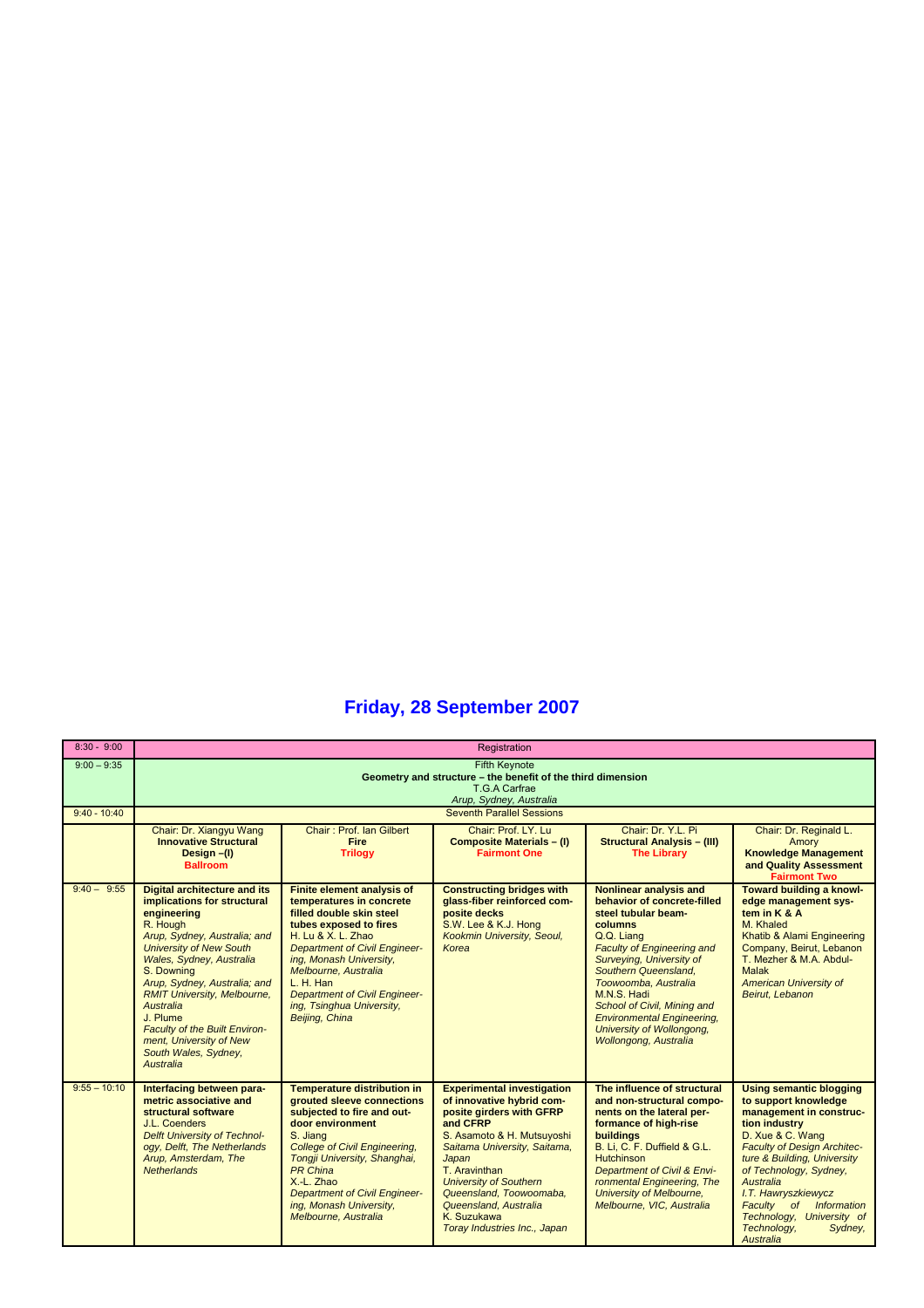# Friday, 28 September 2007

| 8:30 - 9:00 | Registration | | | | |
|---|---|---|---|---|---|
| 9:00 – 9:35 | Fifth Keynote **Geometry and structure – the benefit of the third dimension** T.G.A Carfrae *Arup, Sydney, Australia* | | | | |
| 9:40 - 10:40 | Seventh Parallel Sessions | | | | |
| | Chair: Dr. Xiangyu Wang **Innovative Structural Design –(I)** **Ballroom** | Chair : Prof. Ian Gilbert **Fire** **Trilogy** | Chair: Prof. LY. Lu **Composite Materials – (I)** **Fairmont One** | Chair: Dr. Y.L. Pi **Structural Analysis – (III)** **The Library** | Chair: Dr. Reginald L. Amory **Knowledge Management and Quality Assessment** **Fairmont Two** |
| 9:40 – 9:55 | **Digital architecture and its implications for structural engineering** R. Hough *Arup, Sydney, Australia; and University of New South Wales, Sydney, Australia* S. Downing *Arup, Sydney, Australia; and RMIT University, Melbourne, Australia* J. Plume *Faculty of the Built Environment, University of New South Wales, Sydney, Australia* | **Finite element analysis of temperatures in concrete filled double skin steel tubes exposed to fires** H. Lu & X. L. Zhao *Department of Civil Engineering, Monash University, Melbourne, Australia* L. H. Han *Department of Civil Engineering, Tsinghua University, Beijing, China* | **Constructing bridges with glass-fiber reinforced composite decks** S.W. Lee & K.J. Hong *Kookmin University, Seoul, Korea* | **Nonlinear analysis and behavior of concrete-filled steel tubular beam-columns** Q.Q. Liang *Faculty of Engineering and Surveying, University of Southern Queensland, Toowoomba, Australia* M.N.S. Hadi *School of Civil, Mining and Environmental Engineering, University of Wollongong, Wollongong, Australia* | **Toward building a knowledge management system in K & A** M. Khaled Khatib & Alami Engineering Company, Beirut, Lebanon T. Mezher & M.A. Abdul-Malak *American University of Beirut, Lebanon* |
| 9:55 – 10:10 | **Interfacing between parametric associative and structural software** J.L. Coenders *Delft University of Technology, Delft, The Netherlands* *Arup, Amsterdam, The Netherlands* | **Temperature distribution in grouted sleeve connections subjected to fire and outdoor environment** S. Jiang *College of Civil Engineering, Tongji University, Shanghai, PR China* X.-L. Zhao *Department of Civil Engineering, Monash University, Melbourne, Australia* | **Experimental investigation of innovative hybrid composite girders with GFRP and CFRP** S. Asamoto & H. Mutsuyoshi *Saitama University, Saitama, Japan* T. Aravinthan *University of Southern Queensland, Toowoomaba, Queensland, Australia* K. Suzukawa *Toray Industries Inc., Japan* | **The influence of structural and non-structural components on the lateral performance of high-rise buildings** B. Li, C. F. Duffield & G.L. Hutchinson *Department of Civil & Environmental Engineering, The University of Melbourne, Melbourne, VIC, Australia* | **Using semantic blogging to support knowledge management in construction industry** D. Xue & C. Wang *Faculty of Design Architecture & Building, University of Technology, Sydney, Australia* I.T. Hawryszkiewycz *Faculty of Information Technology, University of Technology, Sydney, Australia* |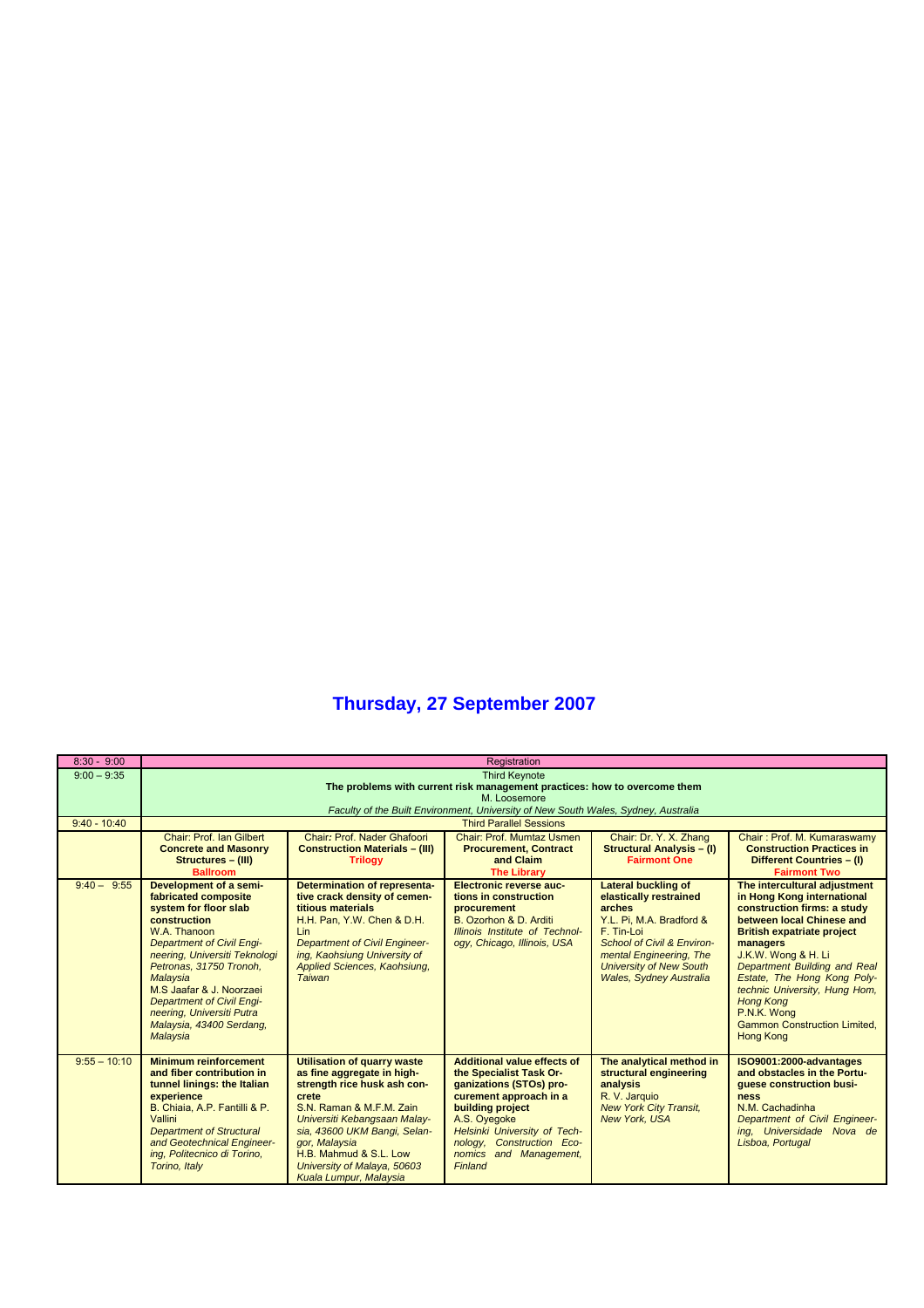# Thursday, 27 September 2007

| 8:30 - 9:00 | Registration | | | | |
|---|---|---|---|---|---|
| 9:00 – 9:35 | Third Keynote<br>**The problems with current risk management practices: how to overcome them**<br>M. Loosemore<br>*Faculty of the Built Environment, University of New South Wales, Sydney, Australia* | | | | |
| 9:40 - 10:40 | Third Parallel Sessions | | | | |
| | Chair: Prof. Ian Gilbert<br>**Concrete and Masonry Structures – (III)**<br>**Ballroom** | Chair: Prof. Nader Ghafoori<br>**Construction Materials – (III)**<br>**Trilogy** | Chair: Prof. Mumtaz Usmen<br>**Procurement, Contract and Claim**<br>**The Library** | Chair: Dr. Y. X. Zhang<br>**Structural Analysis – (I)**<br>**Fairmont One** | Chair : Prof. M. Kumaraswamy<br>**Construction Practices in Different Countries – (I)**<br>**Fairmont Two** |
| 9:40 – 9:55 | **Development of a semi-fabricated composite system for floor slab construction**<br>W.A. Thanoon<br>*Department of Civil Engineering, Universiti Teknologi Petronas, 31750 Tronoh, Malaysia*<br>M.S Jaafar & J. Noorzaei<br>*Department of Civil Engineering, Universiti Putra Malaysia, 43400 Serdang, Malaysia* | **Determination of representative crack density of cementitious materials**<br>H.H. Pan, Y.W. Chen & D.H. Lin<br>*Department of Civil Engineering, Kaohsiung University of Applied Sciences, Kaohsiung, Taiwan* | **Electronic reverse auctions in construction procurement**<br>B. Ozorhon & D. Arditi<br>*Illinois Institute of Technology, Chicago, Illinois, USA* | **Lateral buckling of elastically restrained arches**<br>Y.L. Pi, M.A. Bradford & F. Tin-Loi<br>*School of Civil & Environmental Engineering, The University of New South Wales, Sydney Australia* | **The intercultural adjustment in Hong Kong international construction firms: a study between local Chinese and British expatriate project managers**<br>J.K.W. Wong & H. Li<br>*Department Building and Real Estate, The Hong Kong Polytechnic University, Hung Hom, Hong Kong*<br>P.N.K. Wong<br>Gammon Construction Limited, Hong Kong |
| 9:55 – 10:10 | **Minimum reinforcement and fiber contribution in tunnel linings: the Italian experience**<br>B. Chiaia, A.P. Fantilli & P. Vallini<br>*Department of Structural and Geotechnical Engineering, Politecnico di Torino, Torino, Italy* | **Utilisation of quarry waste as fine aggregate in high-strength rice husk ash concrete**<br>S.N. Raman & M.F.M. Zain<br>*Universiti Kebangsaan Malaysia, 43600 UKM Bangi, Selangor, Malaysia*<br>H.B. Mahmud & S.L. Low<br>*University of Malaya, 50603 Kuala Lumpur, Malaysia* | **Additional value effects of the Specialist Task Organizations (STOs) procurement approach in a building project**<br>A.S. Oyegoke<br>*Helsinki University of Technology, Construction Economics and Management, Finland* | **The analytical method in structural engineering analysis**<br>R. V. Jarquio<br>*New York City Transit, New York, USA* | **ISO9001:2000-advantages and obstacles in the Portuguese construction business**<br>N.M. Cachadinha<br>*Department of Civil Engineering, Universidade Nova de Lisboa, Portugal* |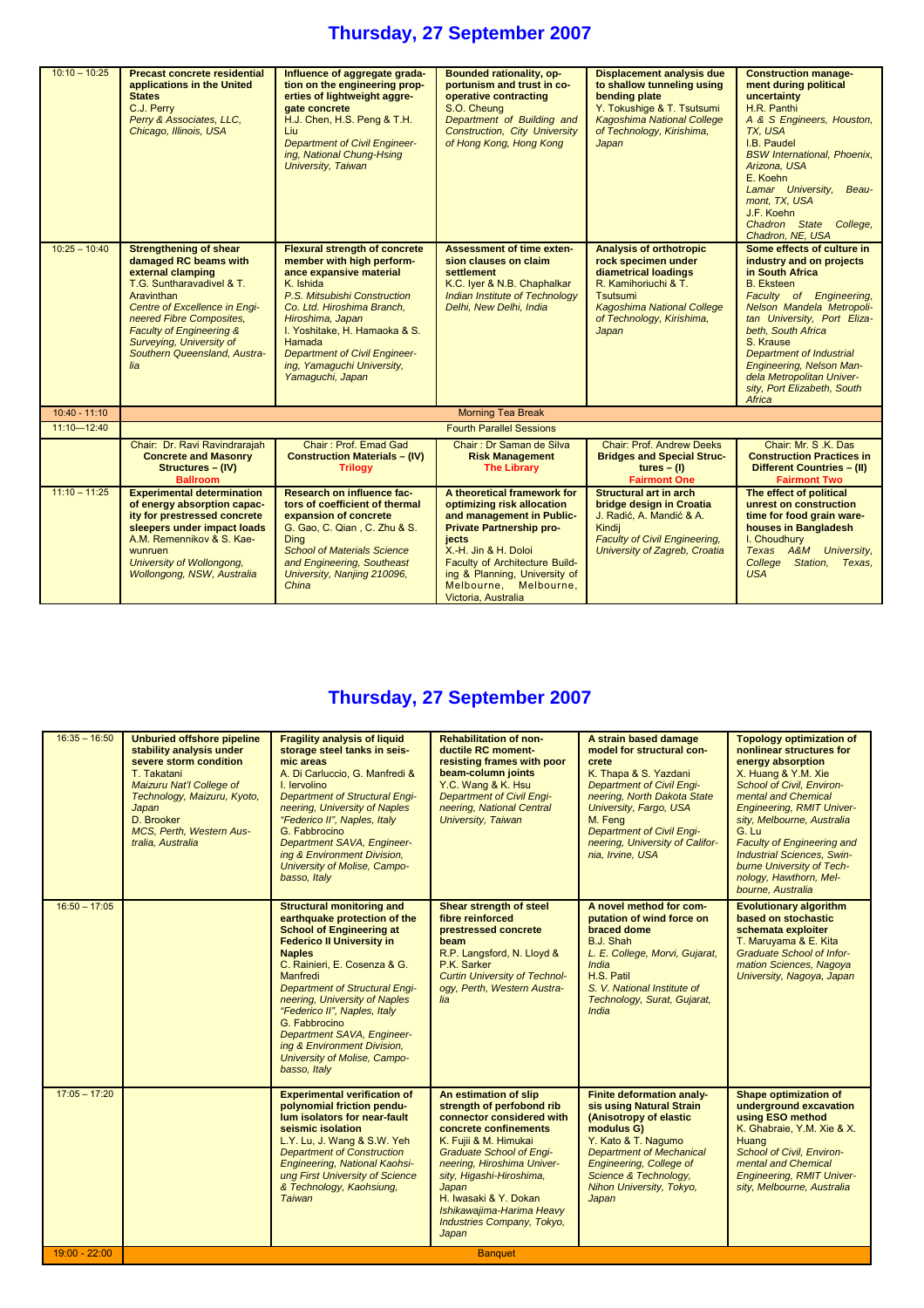# Thursday, 27 September 2007

| | | | | | |
|---|---|---|---|---|---|
| 10:10 – 10:25 | **Precast concrete residential applications in the United States**<br>C.J. Perry<br>*Perry & Associates, LLC, Chicago, Illinois, USA* | **Influence of aggregate gradation on the engineering properties of lightweight aggregate concrete**<br>H.J. Chen, H.S. Peng & T.H. Liu<br>*Department of Civil Engineering, National Chung-Hsing University, Taiwan* | **Bounded rationality, opportunism and trust in co-operative contracting**<br>S.O. Cheung<br>*Department of Building and Construction, City University of Hong Kong, Hong Kong* | **Displacement analysis due to shallow tunneling using bending plate**<br>Y. Tokushige & T. Tsutsumi<br>*Kagoshima National College of Technology, Kirishima, Japan* | **Construction management during political uncertainty**<br>H.R. Panthi<br>*A & S Engineers, Houston, TX, USA*<br>I.B. Paudel<br>*BSW International, Phoenix, Arizona, USA*<br>E. Koehn<br>*Lamar University, Beaumont, TX, USA*<br>J.F. Koehn<br>*Chadron State College, Chadron, NE, USA* |
| 10:25 – 10:40 | **Strengthening of shear damaged RC beams with external clamping**<br>T.G. Suntharavadivel & T. Aravinthan<br>*Centre of Excellence in Engineered Fibre Composites, Faculty of Engineering & Surveying, University of Southern Queensland, Australia* | **Flexural strength of concrete member with high performance expansive material**<br>K. Ishida<br>*P.S. Mitsubishi Construction Co. Ltd. Hiroshima Branch, Hiroshima, Japan*<br>I. Yoshitake, H. Hamaoka & S. Hamada<br>*Department of Civil Engineering, Yamaguchi University, Yamaguchi, Japan* | **Assessment of time extension clauses on claim settlement**<br>K.C. Iyer & N.B. Chaphalkar<br>*Indian Institute of Technology Delhi, New Delhi, India* | **Analysis of orthotropic rock specimen under diametrical loadings**<br>R. Kamihoriuchi & T. Tsutsumi<br>*Kagoshima National College of Technology, Kirishima, Japan* | **Some effects of culture in industry and on projects in South Africa**<br>B. Eksteen<br>*Faculty of Engineering, Nelson Mandela Metropolitan University, Port Elizabeth, South Africa*<br>S. Krause<br>*Department of Industrial Engineering, Nelson Mandela Metropolitan University, Port Elizabeth, South Africa* |
| 10:40 - 11:10 | Morning Tea Break | | | | |
| 11:10—12:40 | Fourth Parallel Sessions | | | | |
| | Chair: Dr. Ravi Ravindrarajah<br>**Concrete and Masonry Structures – (IV)**<br>**Ballroom** | Chair : Prof. Emad Gad<br>**Construction Materials – (IV)**<br>**Trilogy** | Chair : Dr Saman de Silva<br>**Risk Management**<br>**The Library** | Chair: Prof. Andrew Deeks<br>**Bridges and Special Structures – (I)**<br>**Fairmont One** | Chair: Mr. S .K. Das<br>**Construction Practices in Different Countries – (II)**<br>**Fairmont Two** |
| 11:10 – 11:25 | **Experimental determination of energy absorption capacity for prestressed concrete sleepers under impact loads**<br>A.M. Remennikov & S. Kaewunruen<br>*University of Wollongong, Wollongong, NSW, Australia* | **Research on influence factors of coefficient of thermal expansion of concrete**<br>G. Gao, C. Qian , C. Zhu & S. Ding<br>*School of Materials Science and Engineering, Southeast University, Nanjing 210096, China* | **A theoretical framework for optimizing risk allocation and management in Public-Private Partnership projects**<br>X.-H. Jin & H. Doloi<br>Faculty of Architecture Building & Planning, University of Melbourne, Melbourne, Victoria, Australia | **Structural art in arch bridge design in Croatia**<br>J. Radić, A. Mandić & A. Kindij<br>*Faculty of Civil Engineering, University of Zagreb, Croatia* | **The effect of political unrest on construction time for food grain warehouses in Bangladesh**<br>I. Choudhury<br>*Texas A&M University, College Station, Texas, USA* |

# Thursday, 27 September 2007

| | | | | | |
|---|---|---|---|---|---|
| 16:35 – 16:50 | **Unburied offshore pipeline stability analysis under severe storm condition**<br>T. Takatani<br>*Maizuru Nat'l College of Technology, Maizuru, Kyoto, Japan*<br>D. Brooker<br>*MCS, Perth, Western Australia, Australia* | **Fragility analysis of liquid storage steel tanks in seismic areas**<br>A. Di Carluccio, G. Manfredi & I. Iervolino<br>*Department of Structural Engineering, University of Naples "Federico II", Naples, Italy*<br>G. Fabbrocino<br>*Department SAVA, Engineering & Environment Division, University of Molise, Campobasso, Italy* | **Rehabilitation of non-ductile RC moment-resisting frames with poor beam-column joints**<br>Y.C. Wang & K. Hsu<br>*Department of Civil Engineering, National Central University, Taiwan* | **A strain based damage model for structural concrete**<br>K. Thapa & S. Yazdani<br>*Department of Civil Engineering, North Dakota State University, Fargo, USA*<br>M. Feng<br>*Department of Civil Engineering, University of California, Irvine, USA* | **Topology optimization of nonlinear structures for energy absorption**<br>X. Huang & Y.M. Xie<br>*School of Civil, Environmental and Chemical Engineering, RMIT University, Melbourne, Australia*<br>G. Lu<br>*Faculty of Engineering and Industrial Sciences, Swinburne University of Technology, Hawthorn, Melbourne, Australia* |
| 16:50 – 17:05 | | **Structural monitoring and earthquake protection of the School of Engineering at Federico II University in Naples**<br>C. Rainieri, E. Cosenza & G. Manfredi<br>*Department of Structural Engineering, University of Naples "Federico II", Naples, Italy*<br>G. Fabbrocino<br>*Department SAVA, Engineering & Environment Division, University of Molise, Campobasso, Italy* | **Shear strength of steel fibre reinforced prestressed concrete beam**<br>R.P. Langsford, N. Lloyd & P.K. Sarker<br>*Curtin University of Technology, Perth, Western Australia* | **A novel method for computation of wind force on braced dome**<br>B.J. Shah<br>*L. E. College, Morvi, Gujarat, India*<br>H.S. Patil<br>*S. V. National Institute of Technology, Surat, Gujarat, India* | **Evolutionary algorithm based on stochastic schemata exploiter**<br>T. Maruyama & E. Kita<br>*Graduate School of Information Sciences, Nagoya University, Nagoya, Japan* |
| 17:05 – 17:20 | | **Experimental verification of polynomial friction pendulum isolators for near-fault seismic isolation**<br>L.Y. Lu, J. Wang & S.W. Yeh<br>*Department of Construction Engineering, National Kaohsiung First University of Science & Technology, Kaohsiung, Taiwan* | **An estimation of slip strength of perfobond rib connector considered with concrete confinements**<br>K. Fujii & M. Himukai<br>*Graduate School of Engineering, Hiroshima University, Higashi-Hiroshima, Japan*<br>H. Iwasaki & Y. Dokan<br>*Ishikawajima-Harima Heavy Industries Company, Tokyo, Japan* | **Finite deformation analysis using Natural Strain (Anisotropy of elastic modulus G)**<br>Y. Kato & T. Nagumo<br>*Department of Mechanical Engineering, College of Science & Technology, Nihon University, Tokyo, Japan* | **Shape optimization of underground excavation using ESO method**<br>K. Ghabraie, Y.M. Xie & X. Huang<br>*School of Civil, Environmental and Chemical Engineering, RMIT University, Melbourne, Australia* |
| 19:00 - 22:00 | Banquet | | | | |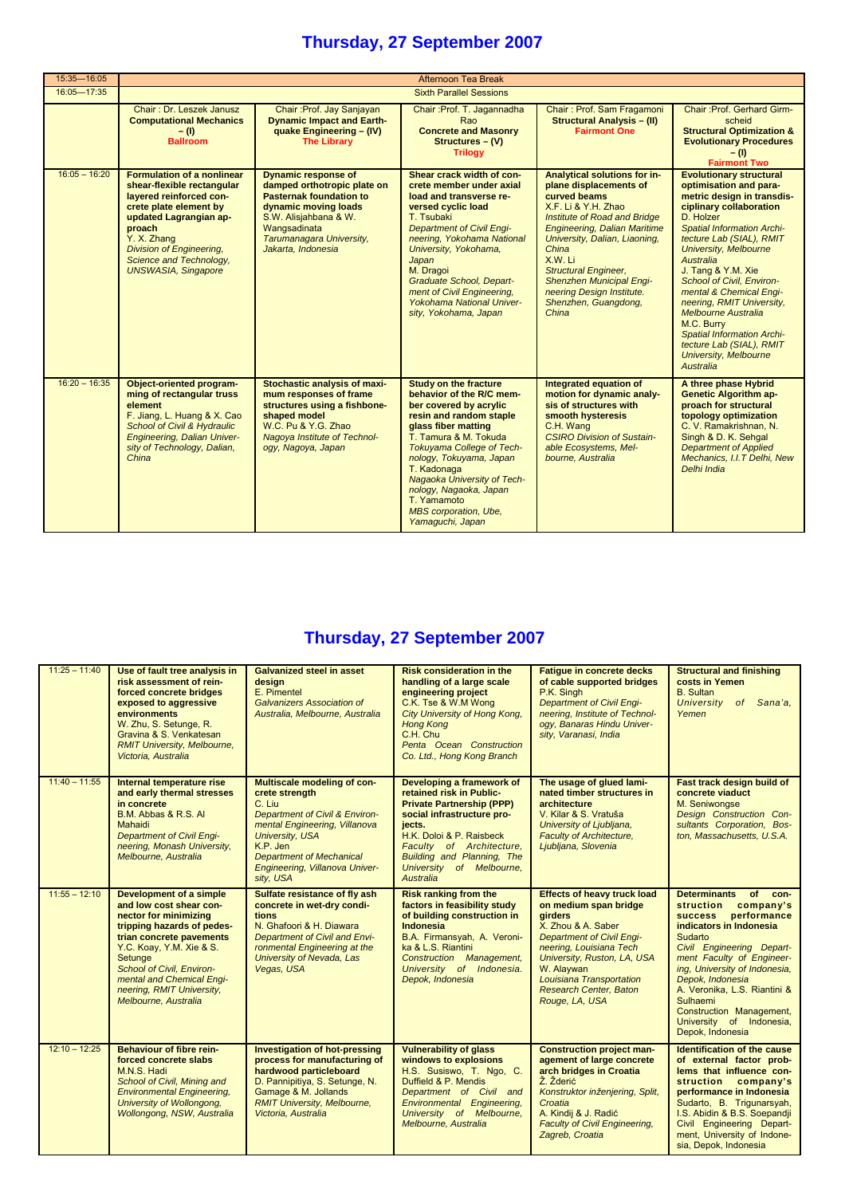# Thursday, 27 September 2007

| 15:35—16:05 | Afternoon Tea Break | | | | |
|---|---|---|---|---|---|
| 16:05—17:35 | Sixth Parallel Sessions | | | | |
| | Chair : Dr. Leszek Janusz **Computational Mechanics – (I)** **Ballroom** | Chair :Prof. Jay Sanjayan **Dynamic Impact and Earthquake Engineering – (IV)** **The Library** | Chair :Prof. T. Jagannadha Rao **Concrete and Masonry Structures – (V)** **Trilogy** | Chair : Prof. Sam Fragamoni **Structural Analysis – (II)** **Fairmont One** | Chair :Prof. Gerhard Girmscheid **Structural Optimization & Evolutionary Procedures – (I)** **Fairmont Two** |
| 16:05 – 16:20 | **Formulation of a nonlinear shear-flexible rectangular layered reinforced concrete plate element by updated Lagrangian approach** Y. X. Zhang *Division of Engineering, Science and Technology, UNSWASIA, Singapore* | **Dynamic response of damped orthotropic plate on Pasternak foundation to dynamic moving loads** S.W. Alisjahbana & W. Wangsadinata *Tarumanagara University, Jakarta, Indonesia* | **Shear crack width of concrete member under axial load and transverse reversed cyclic load** T. Tsubaki *Department of Civil Engineering, Yokohama National University, Yokohama, Japan* M. Dragoi *Graduate School, Department of Civil Engineering, Yokohama National University, Yokohama, Japan* | **Analytical solutions for in-plane displacements of curved beams** X.F. Li & Y.H. Zhao *Institute of Road and Bridge Engineering, Dalian Maritime University, Dalian, Liaoning, China* X.W. Li *Structural Engineer, Shenzhen Municipal Engineering Design Institute. Shenzhen, Guangdong, China* | **Evolutionary structural optimisation and parametric design in transdisciplinary collaboration** D. Holzer *Spatial Information Architecture Lab (SIAL), RMIT University, Melbourne Australia* J. Tang & Y.M. Xie *School of Civil, Environmental & Chemical Engineering, RMIT University, Melbourne Australia* M.C. Burry *Spatial Information Architecture Lab (SIAL), RMIT University, Melbourne Australia* |
| 16:20 – 16:35 | **Object-oriented programming of rectangular truss element** F. Jiang, L. Huang & X. Cao *School of Civil & Hydraulic Engineering, Dalian University of Technology, Dalian, China* | **Stochastic analysis of maximum responses of frame structures using a fishbone-shaped model** W.C. Pu & Y.G. Zhao *Nagoya Institute of Technology, Nagoya, Japan* | **Study on the fracture behavior of the R/C member covered by acrylic resin and random staple glass fiber matting** T. Tamura & M. Tokuda *Tokuyama College of Technology, Tokuyama, Japan* T. Kadonaga *Nagaoka University of Technology, Nagaoka, Japan* T. Yamamoto *MBS corporation, Ube, Yamaguchi, Japan* | **Integrated equation of motion for dynamic analysis of structures with smooth hysteresis** C.H. Wang *CSIRO Division of Sustainable Ecosystems, Melbourne, Australia* | **A three phase Hybrid Genetic Algorithm approach for structural topology optimization** C. V. Ramakrishnan, N. Singh & D. K. Sehgal *Department of Applied Mechanics, I.I.T Delhi, New Delhi India* |

# Thursday, 27 September 2007

| | | | | | |
|---|---|---|---|---|---|
| 11:25 – 11:40 | **Use of fault tree analysis in risk assessment of reinforced concrete bridges exposed to aggressive environments** W. Zhu, S. Setunge, R. Gravina & S. Venkatesan *RMIT University, Melbourne, Victoria, Australia* | **Galvanized steel in asset design** E. Pimentel *Galvanizers Association of Australia, Melbourne, Australia* | **Risk consideration in the handling of a large scale engineering project** C.K. Tse & W.M Wong *City University of Hong Kong, Hong Kong* C.H. Chu *Penta Ocean Construction Co. Ltd., Hong Kong Branch* | **Fatigue in concrete decks of cable supported bridges** P.K. Singh *Department of Civil Engineering, Institute of Technology, Banaras Hindu University, Varanasi, India* | **Structural and finishing costs in Yemen** B. Sultan *University of Sana'a, Yemen* |
| 11:40 – 11:55 | **Internal temperature rise and early thermal stresses in concrete** B.M. Abbas & R.S. Al Mahaidi *Department of Civil Engineering, Monash University, Melbourne, Australia* | **Multiscale modeling of concrete strength** C. Liu *Department of Civil & Environmental Engineering, Villanova University, USA* K.P. Jen *Department of Mechanical Engineering, Villanova University, USA* | **Developing a framework of retained risk in Public-Private Partnership (PPP) social infrastructure projects.** H.K. Doloi & P. Raisbeck *Faculty of Architecture, Building and Planning, The University of Melbourne, Australia* | **The usage of glued laminated timber structures in architecture** V. Kilar & S. Vratuša *University of Ljubljana, Faculty of Architecture, Ljubljana, Slovenia* | **Fast track design build of concrete viaduct** M. Seniwongse *Design Construction Consultants Corporation, Boston, Massachusetts, U.S.A.* |
| 11:55 – 12:10 | **Development of a simple and low cost shear connector for minimizing tripping hazards of pedestrian concrete pavements** Y.C. Koay, Y.M. Xie & S. Setunge *School of Civil, Environmental and Chemical Engineering, RMIT University, Melbourne, Australia* | **Sulfate resistance of fly ash concrete in wet-dry conditions** N. Ghafoori & H. Diawara *Department of Civil and Environmental Engineering at the University of Nevada, Las Vegas, USA* | **Risk ranking from the factors in feasibility study of building construction in Indonesia** B.A. Firmansyah, A. Veronika & L.S. Riantini *Construction Management, University of Indonesia. Depok, Indonesia* | **Effects of heavy truck load on medium span bridge girders** X. Zhou & A. Saber *Department of Civil Engineering, Louisiana Tech University, Ruston, LA, USA* W. Alaywan *Louisiana Transportation Research Center, Baton Rouge, LA, USA* | **Determinants of construction company's success performance indicators in Indonesia** Sudarto *Civil Engineering Department Faculty of Engineering, University of Indonesia, Depok, Indonesia* A. Veronika, L.S. Riantini & Sulhaemi Construction Management, University of Indonesia, Depok, Indonesia |
| 12:10 – 12:25 | **Behaviour of fibre reinforced concrete slabs** M.N.S. Hadi *School of Civil, Mining and Environmental Engineering, University of Wollongong, Wollongong, NSW, Australia* | **Investigation of hot-pressing process for manufacturing of hardwood particleboard** D. Pannipitiya, S. Setunge, N. Gamage & M. Jollands *RMIT University, Melbourne, Victoria, Australia* | **Vulnerability of glass windows to explosions** H.S. Susiswo, T. Ngo, C. Duffield & P. Mendis *Department of Civil and Environmental Engineering, University of Melbourne, Melbourne, Australia* | **Construction project management of large concrete arch bridges in Croatia** Ž. Žderić *Konstruktor inženjering, Split, Croatia* A. Kindij & J. Radić *Faculty of Civil Engineering, Zagreb, Croatia* | **Identification of the cause of external factor problems that influence construction company's performance in Indonesia** Sudarto, B. Trigunarsyah, I.S. Abidin & B.S. Soepandji Civil Engineering Department, University of Indonesia, Depok, Indonesia |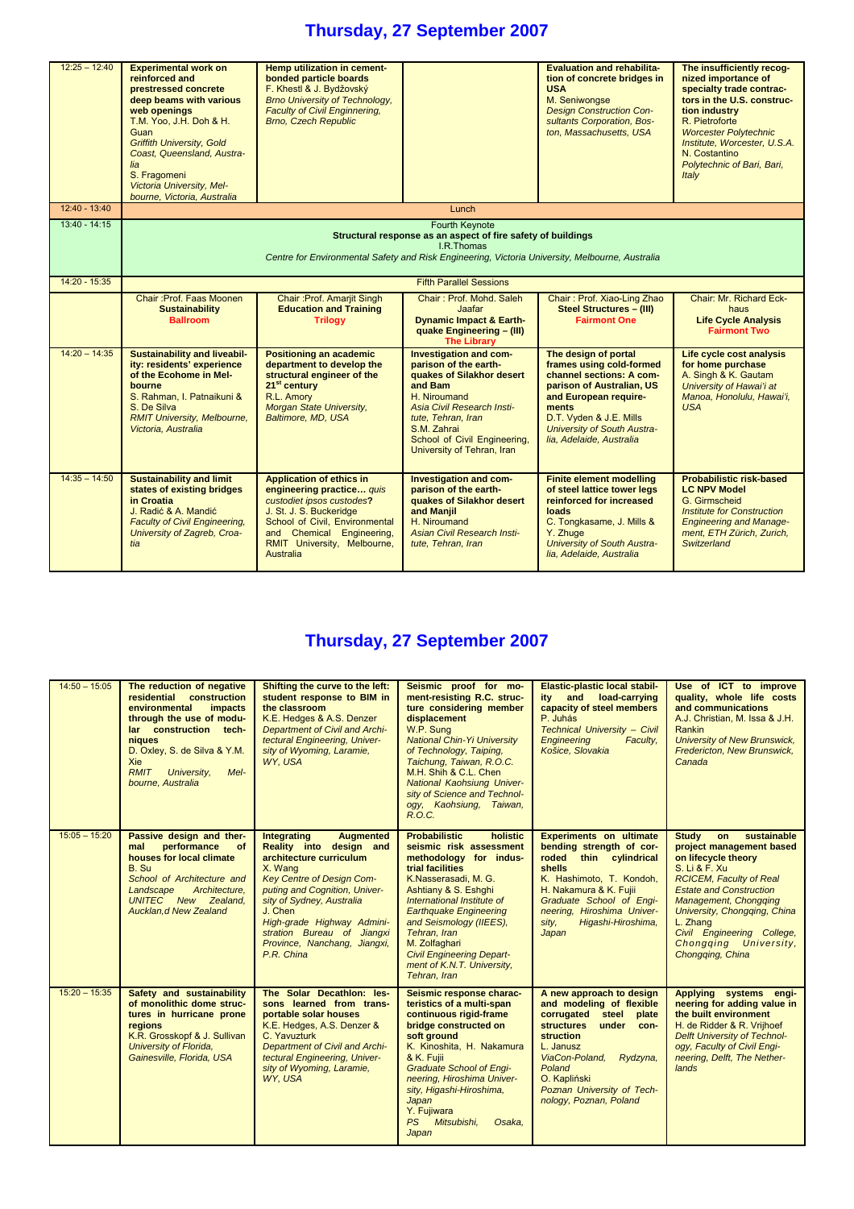# Thursday, 27 September 2007

| | | | | | |
|---|---|---|---|---|---|
| 12:25 – 12:40 | **Experimental work on reinforced and prestressed concrete deep beams with various web openings** T.M. Yoo, J.H. Doh & H. Guan *Griffith University, Gold Coast, Queensland, Australia* S. Fragomeni *Victoria University, Melbourne, Victoria, Australia* | **Hemp utilization in cement-bonded particle boards** F. Khestl & J. Bydžovský *Brno University of Technology, Faculty of Civil Enginnering, Brno, Czech Republic* | | **Evaluation and rehabilitation of concrete bridges in USA** M. Seniwongse *Design Construction Consultants Corporation, Boston, Massachusetts, USA* | **The insufficiently recognized importance of specialty trade contractors in the U.S. construction industry** R. Pietroforte *Worcester Polytechnic Institute, Worcester, U.S.A.* N. Costantino *Polytechnic of Bari, Bari, Italy* |
| 12:40 - 13:40 | Lunch | | | | |
| 13:40 - 14:15 | Fourth Keynote **Structural response as an aspect of fire safety of buildings** I.R.Thomas *Centre for Environmental Safety and Risk Engineering, Victoria University, Melbourne, Australia* | | | | |
| 14:20 - 15:35 | Fifth Parallel Sessions | | | | |
| | Chair :Prof. Faas Moonen **Sustainability** **Ballroom** | Chair :Prof. Amarjit Singh **Education and Training** **Trilogy** | Chair : Prof. Mohd. Saleh Jaafar **Dynamic Impact & Earthquake Engineering – (III)** **The Library** | Chair : Prof. Xiao-Ling Zhao **Steel Structures – (III)** **Fairmont One** | Chair: Mr. Richard Eckhaus **Life Cycle Analysis** **Fairmont Two** |
| 14:20 – 14:35 | **Sustainability and liveability: residents' experience of the Ecohome in Melbourne** S. Rahman, I. Patnaikuni & S. De Silva *RMIT University, Melbourne, Victoria, Australia* | **Positioning an academic department to develop the structural engineer of the 21st century** R.L. Amory *Morgan State University, Baltimore, MD, USA* | **Investigation and comparison of the earthquakes of Silakhor desert and Bam** H. Niroumand *Asia Civil Research Institute, Tehran, Iran* S.M. Zahrai School of Civil Engineering, University of Tehran, Iran | **The design of portal frames using cold-formed channel sections: A comparison of Australian, US and European requirements** D.T. Vyden & J.E. Mills *University of South Australia, Adelaide, Australia* | **Life cycle cost analysis for home purchase** A. Singh & K. Gautam *University of Hawai'i at Manoa, Honolulu, Hawai'i, USA* |
| 14:35 – 14:50 | **Sustainability and limit states of existing bridges in Croatia** J. Radić & A. Mandić *Faculty of Civil Engineering, University of Zagreb, Croatia* | **Application of ethics in engineering practice…** ***quis custodiet ipsos custodes*?** J. St. J. S. Buckeridge School of Civil, Environmental and Chemical Engineering, RMIT University, Melbourne, Australia | **Investigation and comparison of the earthquakes of Silakhor desert and Manjil** H. Niroumand *Asian Civil Research Institute, Tehran, Iran* | **Finite element modelling of steel lattice tower legs reinforced for increased loads** C. Tongkasame, J. Mills & Y. Zhuge *University of South Australia, Adelaide, Australia* | **Probabilistic risk-based LC NPV Model** G. Girmscheid *Institute for Construction Engineering and Management, ETH Zürich, Zurich, Switzerland* |

# Thursday, 27 September 2007

| | | | | | |
|---|---|---|---|---|---|
| 14:50 – 15:05 | **The reduction of negative residential construction environmental impacts through the use of modular construction techniques** D. Oxley, S. de Silva & Y.M. Xie *RMIT University, Melbourne, Australia* | **Shifting the curve to the left: student response to BIM in the classroom** K.E. Hedges & A.S. Denzer *Department of Civil and Architectural Engineering, University of Wyoming, Laramie, WY, USA* | **Seismic proof for moment-resisting R.C. structure considering member displacement** W.P. Sung *National Chin-Yi University of Technology, Taiping, Taichung, Taiwan, R.O.C.* M.H. Shih & C.L. Chen *National Kaohsiung University of Science and Technology, Kaohsiung, Taiwan, R.O.C.* | **Elastic-plastic local stability and load-carrying capacity of steel members** P. Juhás *Technical University – Civil Engineering Faculty, Košice, Slovakia* | **Use of ICT to improve quality, whole life costs and communications** A.J. Christian, M. Issa & J.H. Rankin *University of New Brunswick, Fredericton, New Brunswick, Canada* |
| 15:05 – 15:20 | **Passive design and thermal performance of houses for local climate** B. Su *School of Architecture and Landscape Architecture, UNITEC New Zealand, Auckland New Zealand* | **Integrating Augmented Reality into design and architecture curriculum** X. Wang *Key Centre of Design Computing and Cognition, University of Sydney, Australia* J. Chen *High-grade Highway Administration Bureau of Jiangxi Province, Nanchang, Jiangxi, P.R. China* | **Probabilistic holistic seismic risk assessment methodology for industrial facilities** K.Nasserasadi, M. G. Ashtiany & S. Eshghi *International Institute of Earthquake Engineering and Seismology (IIEES), Tehran, Iran* M. Zolfaghari *Civil Engineering Department of K.N.T. University, Tehran, Iran* | **Experiments on ultimate bending strength of corroded thin cylindrical shells** K. Hashimoto, T. Kondoh, H. Nakamura & K. Fujii *Graduate School of Engineering, Hiroshima University, Higashi-Hiroshima, Japan* | **Study on sustainable project management based on lifecycle theory** S. Li & F. Xu *RCICEM, Faculty of Real Estate and Construction Management, Chongqing University, Chongqing, China* L. Zhang *Civil Engineering College, Chongqing University, Chongqing, China* |
| 15:20 – 15:35 | **Safety and sustainability of monolithic dome structures in hurricane prone regions** K.R. Grosskopf & J. Sullivan *University of Florida, Gainesville, Florida, USA* | **The Solar Decathlon: lessons learned from transportable solar houses** K.E. Hedges, A.S. Denzer & C. Yavuzturk *Department of Civil and Architectural Engineering, University of Wyoming, Laramie, WY, USA* | **Seismic response characteristics of a multi-span continuous rigid-frame bridge constructed on soft ground** K. Kinoshita, H. Nakamura & K. Fujii *Graduate School of Engineering, Hiroshima University, Higashi-Hiroshima, Japan* Y. Fujiwara *PS Mitsubishi, Osaka, Japan* | **A new approach to design and modeling of flexible corrugated steel plate structures under construction** L. Janusz *ViaCon-Poland, Rydzyna, Poland* O. Kapliński *Poznan University of Technology, Poznan, Poland* | **Applying systems engineering for adding value in the built environment** H. de Ridder & R. Vrijhoef *Delft University of Technology, Faculty of Civil Engineering, Delft, The Netherlands* |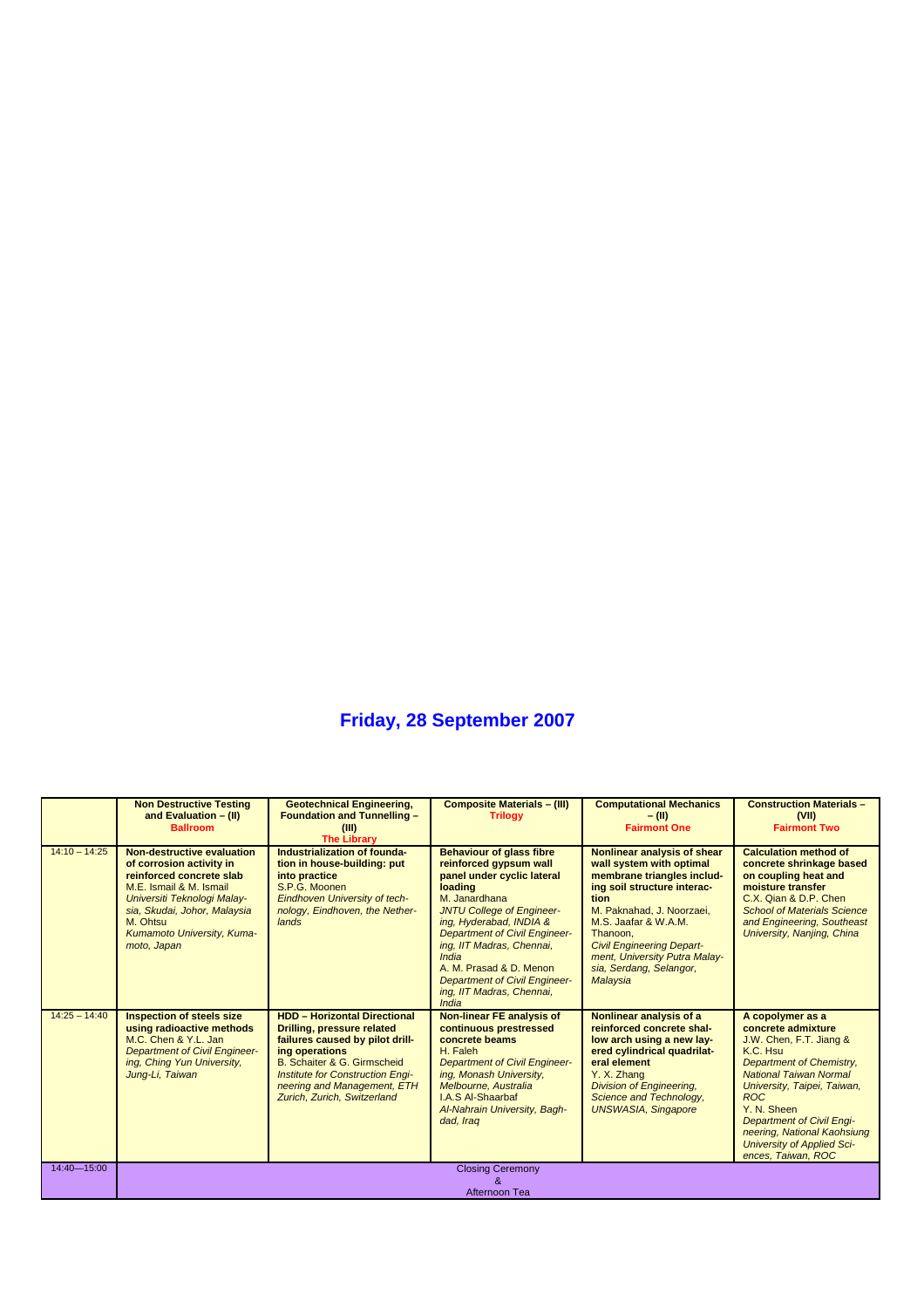# Friday, 28 September 2007

| | Non Destructive Testing and Evaluation – (II) Ballroom | Geotechnical Engineering, Foundation and Tunnelling – (III) The Library | Composite Materials – (III) Trilogy | Computational Mechanics – (II) Fairmont One | Construction Materials – (VII) Fairmont Two |
|---|---|---|---|---|---|
| 14:10 – 14:25 | **Non-destructive evaluation of corrosion activity in reinforced concrete slab** M.E. Ismail & M. Ismail *Universiti Teknologi Malaysia, Skudai, Johor, Malaysia* M. Ohtsu *Kumamoto University, Kumamoto, Japan* | **Industrialization of foundation in house-building: put into practice** S.P.G. Moonen *Eindhoven University of technology, Eindhoven, the Netherlands* | **Behaviour of glass fibre reinforced gypsum wall panel under cyclic lateral loading** M. Janardhana *JNTU College of Engineering, Hyderabad, INDIA & Department of Civil Engineering, IIT Madras, Chennai, India* A. M. Prasad & D. Menon *Department of Civil Engineering, IIT Madras, Chennai, India* | **Nonlinear analysis of shear wall system with optimal membrane triangles including soil structure interaction** M. Paknahad, J. Noorzaei, M.S. Jaafar & W.A.M. Thanoon, *Civil Engineering Department, University Putra Malaysia, Serdang, Selangor, Malaysia* | **Calculation method of concrete shrinkage based on coupling heat and moisture transfer** C.X. Qian & D.P. Chen *School of Materials Science and Engineering, Southeast University, Nanjing, China* |
| 14:25 – 14:40 | **Inspection of steels size using radioactive methods** M.C. Chen & Y.L. Jan *Department of Civil Engineering, Ching Yun University, Jung-Li, Taiwan* | **HDD – Horizontal Directional Drilling, pressure related failures caused by pilot drilling operations** B. Schaiter & G. Girmscheid *Institute for Construction Engineering and Management, ETH Zurich, Zurich, Switzerland* | **Non-linear FE analysis of continuous prestressed concrete beams** H. Faleh *Department of Civil Engineering, Monash University, Melbourne, Australia* I.A.S Al-Shaarbaf *Al-Nahrain University, Baghdad, Iraq* | **Nonlinear analysis of a reinforced concrete shallow arch using a new layered cylindrical quadrilateral element** Y. X. Zhang *Division of Engineering, Science and Technology, UNSWASIA, Singapore* | **A copolymer as a concrete admixture** J.W. Chen, F.T. Jiang & K.C. Hsu *Department of Chemistry, National Taiwan Normal University, Taipei, Taiwan, ROC* Y. N. Sheen *Department of Civil Engineering, National Kaohsiung University of Applied Sciences, Taiwan, ROC* |
| 14:40—15:00 | Closing Ceremony & Afternoon Tea | | | | |